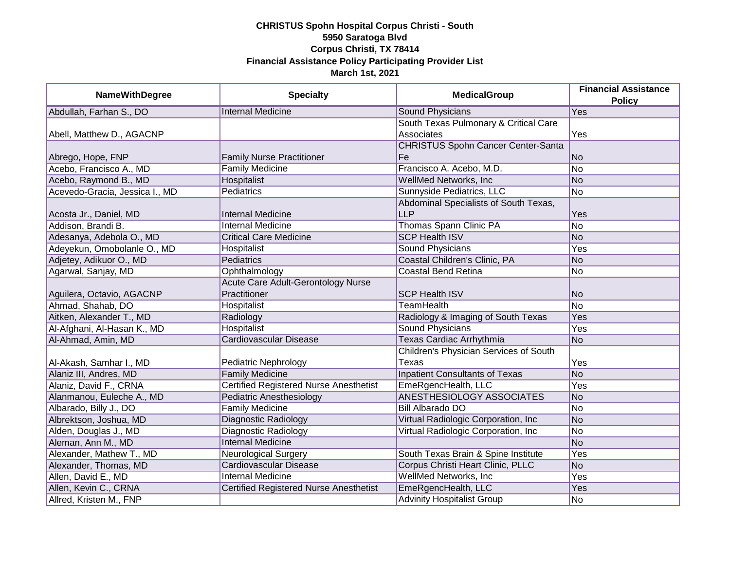**CHRISTUS Spohn Hospital Corpus Christi - South**
**5950 Saratoga Blvd**
**Corpus Christi, TX 78414**
**Financial Assistance Policy Participating Provider List**
**March 1st, 2021**

| NameWithDegree | Specialty | MedicalGroup | Financial Assistance Policy |
|---|---|---|---|
| Abdullah, Farhan S., DO | Internal Medicine | Sound Physicians | Yes |
| Abell, Matthew D., AGACNP | | South Texas Pulmonary & Critical Care Associates | Yes |
| Abrego, Hope, FNP | Family Nurse Practitioner | CHRISTUS Spohn Cancer Center-Santa Fe | No |
| Acebo, Francisco A., MD | Family Medicine | Francisco A. Acebo, M.D. | No |
| Acebo, Raymond B., MD | Hospitalist | WellMed Networks, Inc | No |
| Acevedo-Gracia, Jessica I., MD | Pediatrics | Sunnyside Pediatrics, LLC | No |
| Acosta Jr., Daniel, MD | Internal Medicine | Abdominal Specialists of South Texas, LLP | Yes |
| Addison, Brandi B. | Internal Medicine | Thomas Spann Clinic PA | No |
| Adesanya, Adebola O., MD | Critical Care Medicine | SCP Health ISV | No |
| Adeyekun, Omobolanle O., MD | Hospitalist | Sound Physicians | Yes |
| Adjetey, Adikuor O., MD | Pediatrics | Coastal Children's Clinic, PA | No |
| Agarwal, Sanjay, MD | Ophthalmology | Coastal Bend Retina | No |
| Aguilera, Octavio, AGACNP | Acute Care Adult-Gerontology Nurse Practitioner | SCP Health ISV | No |
| Ahmad, Shahab, DO | Hospitalist | TeamHealth | No |
| Aitken, Alexander T., MD | Radiology | Radiology & Imaging of South Texas | Yes |
| Al-Afghani, Al-Hasan K., MD | Hospitalist | Sound Physicians | Yes |
| Al-Ahmad, Amin, MD | Cardiovascular Disease | Texas Cardiac Arrhythmia | No |
| Al-Akash, Samhar I., MD | Pediatric Nephrology | Children's Physician Services of South Texas | Yes |
| Alaniz III, Andres, MD | Family Medicine | Inpatient Consultants of Texas | No |
| Alaniz, David F., CRNA | Certified Registered Nurse Anesthetist | EmeRgencHealth, LLC | Yes |
| Alanmanou, Euleche A., MD | Pediatric Anesthesiology | ANESTHESIOLOGY ASSOCIATES | No |
| Albarado, Billy J., DO | Family Medicine | Bill Albarado DO | No |
| Albrektson, Joshua, MD | Diagnostic Radiology | Virtual Radiologic Corporation, Inc | No |
| Alden, Douglas J., MD | Diagnostic Radiology | Virtual Radiologic Corporation, Inc | No |
| Aleman, Ann M., MD | Internal Medicine | | No |
| Alexander, Mathew T., MD | Neurological Surgery | South Texas Brain & Spine Institute | Yes |
| Alexander, Thomas, MD | Cardiovascular Disease | Corpus Christi Heart Clinic, PLLC | No |
| Allen, David E., MD | Internal Medicine | WellMed Networks, Inc | Yes |
| Allen, Kevin C., CRNA | Certified Registered Nurse Anesthetist | EmeRgencHealth, LLC | Yes |
| Allred, Kristen M., FNP | | Advinity Hospitalist Group | No |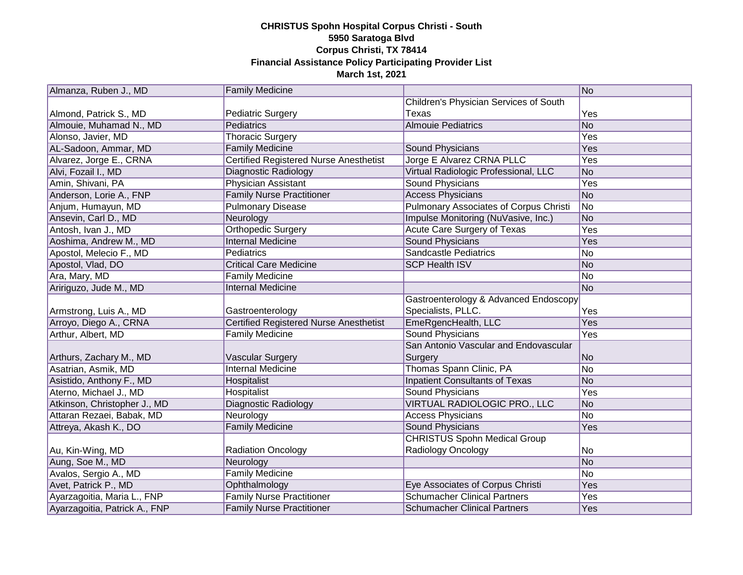**CHRISTUS Spohn Hospital Corpus Christi - South**
**5950 Saratoga Blvd**
**Corpus Christi, TX 78414**
**Financial Assistance Policy Participating Provider List**
**March 1st, 2021**

| | | | |
|---|---|---|---|
| Almanza, Ruben J., MD | Family Medicine | | No |
| Almond, Patrick S., MD | Pediatric Surgery | Children's Physician Services of South Texas | Yes |
| Almouie, Muhamad N., MD | Pediatrics | Almouie Pediatrics | No |
| Alonso, Javier, MD | Thoracic Surgery | | Yes |
| AL-Sadoon, Ammar, MD | Family Medicine | Sound Physicians | Yes |
| Alvarez, Jorge E., CRNA | Certified Registered Nurse Anesthetist | Jorge E Alvarez CRNA PLLC | Yes |
| Alvi, Fozail I., MD | Diagnostic Radiology | Virtual Radiologic Professional, LLC | No |
| Amin, Shivani, PA | Physician Assistant | Sound Physicians | Yes |
| Anderson, Lorie A., FNP | Family Nurse Practitioner | Access Physicians | No |
| Anjum, Humayun, MD | Pulmonary Disease | Pulmonary Associates of Corpus Christi | No |
| Ansevin, Carl D., MD | Neurology | Impulse Monitoring (NuVasive, Inc.) | No |
| Antosh, Ivan J., MD | Orthopedic Surgery | Acute Care Surgery of Texas | Yes |
| Aoshima, Andrew M., MD | Internal Medicine | Sound Physicians | Yes |
| Apostol, Melecio F., MD | Pediatrics | Sandcastle Pediatrics | No |
| Apostol, Vlad, DO | Critical Care Medicine | SCP Health ISV | No |
| Ara, Mary, MD | Family Medicine | | No |
| Aririguzo, Jude M., MD | Internal Medicine | | No |
| Armstrong, Luis A., MD | Gastroenterology | Gastroenterology & Advanced Endoscopy Specialists, PLLC. | Yes |
| Arroyo, Diego A., CRNA | Certified Registered Nurse Anesthetist | EmeRgencHealth, LLC | Yes |
| Arthur, Albert, MD | Family Medicine | Sound Physicians | Yes |
| Arthurs, Zachary M., MD | Vascular Surgery | San Antonio Vascular and Endovascular Surgery | No |
| Asatrian, Asmik, MD | Internal Medicine | Thomas Spann Clinic, PA | No |
| Asistido, Anthony F., MD | Hospitalist | Inpatient Consultants of Texas | No |
| Aterno, Michael J., MD | Hospitalist | Sound Physicians | Yes |
| Atkinson, Christopher J., MD | Diagnostic Radiology | VIRTUAL RADIOLOGIC PRO., LLC | No |
| Attaran Rezaei, Babak, MD | Neurology | Access Physicians | No |
| Attreya, Akash K., DO | Family Medicine | Sound Physicians | Yes |
| Au, Kin-Wing, MD | Radiation Oncology | CHRISTUS Spohn Medical Group Radiology Oncology | No |
| Aung, Soe M., MD | Neurology | | No |
| Avalos, Sergio A., MD | Family Medicine | | No |
| Avet, Patrick P., MD | Ophthalmology | Eye Associates of Corpus Christi | Yes |
| Ayarzagoitia, Maria L., FNP | Family Nurse Practitioner | Schumacher Clinical Partners | Yes |
| Ayarzagoitia, Patrick A., FNP | Family Nurse Practitioner | Schumacher Clinical Partners | Yes |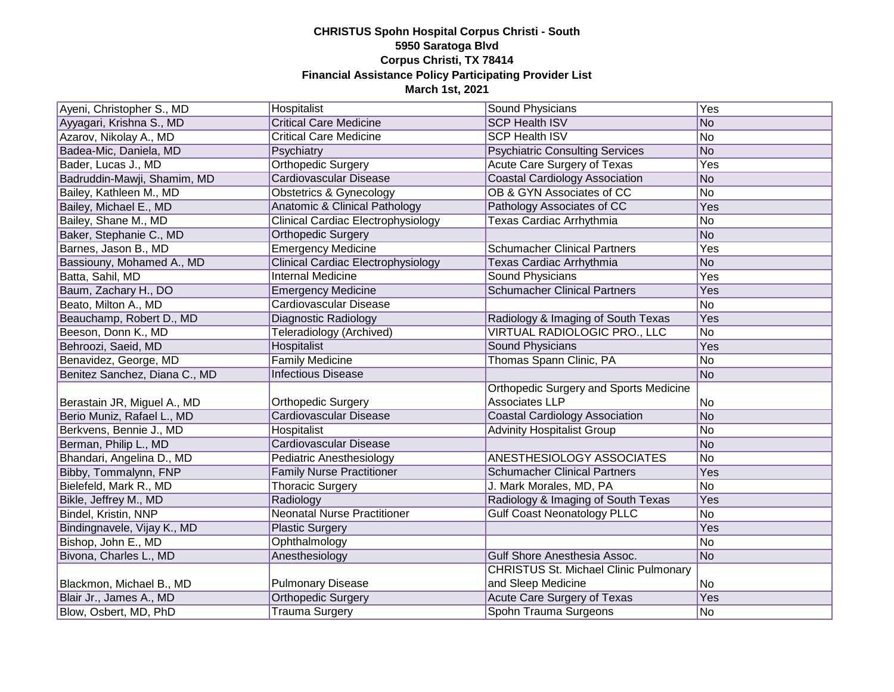**CHRISTUS Spohn Hospital Corpus Christi - South**
**5950 Saratoga Blvd**
**Corpus Christi, TX 78414**
**Financial Assistance Policy Participating Provider List**
**March 1st, 2021**

| | | | |
|---|---|---|---|
| Ayeni, Christopher S., MD | Hospitalist | Sound Physicians | Yes |
| Ayyagari, Krishna S., MD | Critical Care Medicine | SCP Health ISV | No |
| Azarov, Nikolay A., MD | Critical Care Medicine | SCP Health ISV | No |
| Badea-Mic, Daniela, MD | Psychiatry | Psychiatric Consulting Services | No |
| Bader, Lucas J., MD | Orthopedic Surgery | Acute Care Surgery of Texas | Yes |
| Badruddin-Mawji, Shamim, MD | Cardiovascular Disease | Coastal Cardiology Association | No |
| Bailey, Kathleen M., MD | Obstetrics & Gynecology | OB & GYN Associates of CC | No |
| Bailey, Michael E., MD | Anatomic & Clinical Pathology | Pathology Associates of CC | Yes |
| Bailey, Shane M., MD | Clinical Cardiac Electrophysiology | Texas Cardiac Arrhythmia | No |
| Baker, Stephanie C., MD | Orthopedic Surgery | | No |
| Barnes, Jason B., MD | Emergency Medicine | Schumacher Clinical Partners | Yes |
| Bassiouny, Mohamed A., MD | Clinical Cardiac Electrophysiology | Texas Cardiac Arrhythmia | No |
| Batta, Sahil, MD | Internal Medicine | Sound Physicians | Yes |
| Baum, Zachary H., DO | Emergency Medicine | Schumacher Clinical Partners | Yes |
| Beato, Milton A., MD | Cardiovascular Disease | | No |
| Beauchamp, Robert D., MD | Diagnostic Radiology | Radiology & Imaging of South Texas | Yes |
| Beeson, Donn K., MD | Teleradiology (Archived) | VIRTUAL RADIOLOGIC PRO., LLC | No |
| Behroozi, Saeid, MD | Hospitalist | Sound Physicians | Yes |
| Benavidez, George, MD | Family Medicine | Thomas Spann Clinic, PA | No |
| Benitez Sanchez, Diana C., MD | Infectious Disease | | No |
| Berastain JR, Miguel A., MD | Orthopedic Surgery | Orthopedic Surgery and Sports Medicine Associates LLP | No |
| Berio Muniz, Rafael L., MD | Cardiovascular Disease | Coastal Cardiology Association | No |
| Berkvens, Bennie J., MD | Hospitalist | Advinity Hospitalist Group | No |
| Berman, Philip L., MD | Cardiovascular Disease | | No |
| Bhandari, Angelina D., MD | Pediatric Anesthesiology | ANESTHESIOLOGY ASSOCIATES | No |
| Bibby, Tommalynn, FNP | Family Nurse Practitioner | Schumacher Clinical Partners | Yes |
| Bielefeld, Mark R., MD | Thoracic Surgery | J. Mark Morales, MD, PA | No |
| Bikle, Jeffrey M., MD | Radiology | Radiology & Imaging of South Texas | Yes |
| Bindel, Kristin, NNP | Neonatal Nurse Practitioner | Gulf Coast Neonatology PLLC | No |
| Bindingnavele, Vijay K., MD | Plastic Surgery | | Yes |
| Bishop, John E., MD | Ophthalmology | | No |
| Bivona, Charles L., MD | Anesthesiology | Gulf Shore Anesthesia Assoc. | No |
| Blackmon, Michael B., MD | Pulmonary Disease | CHRISTUS St. Michael Clinic Pulmonary and Sleep Medicine | No |
| Blair Jr., James A., MD | Orthopedic Surgery | Acute Care Surgery of Texas | Yes |
| Blow, Osbert, MD, PhD | Trauma Surgery | Spohn Trauma Surgeons | No |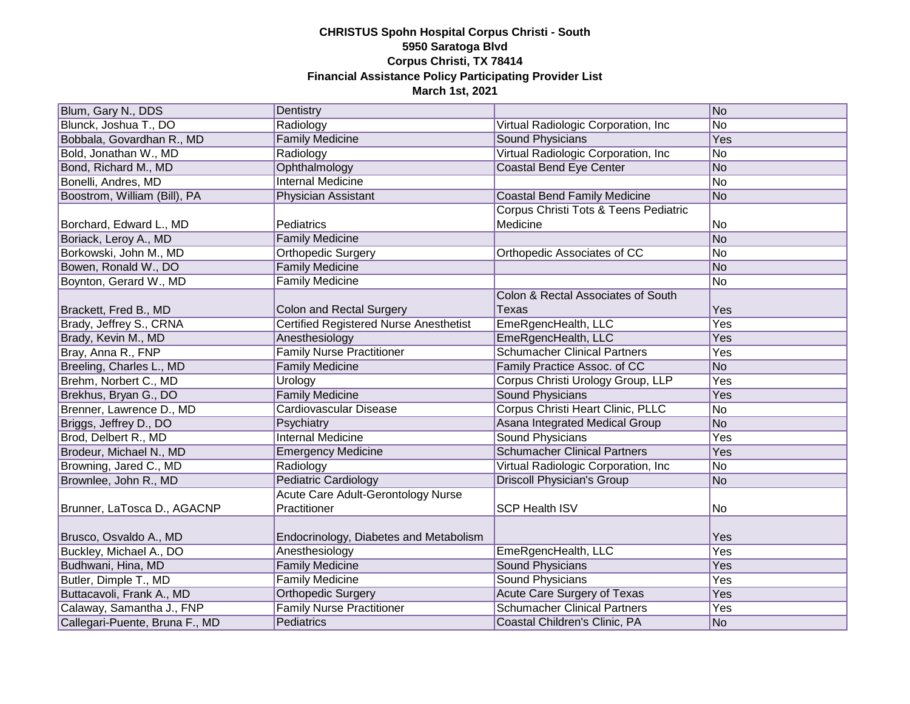**CHRISTUS Spohn Hospital Corpus Christi - South**
**5950 Saratoga Blvd**
**Corpus Christi, TX 78414**
**Financial Assistance Policy Participating Provider List**
**March 1st, 2021**

| | | | |
|---|---|---|---|
| Blum, Gary N., DDS | Dentistry | | No |
| Blunck, Joshua T., DO | Radiology | Virtual Radiologic Corporation, Inc | No |
| Bobbala, Govardhan R., MD | Family Medicine | Sound Physicians | Yes |
| Bold, Jonathan W., MD | Radiology | Virtual Radiologic Corporation, Inc | No |
| Bond, Richard M., MD | Ophthalmology | Coastal Bend Eye Center | No |
| Bonelli, Andres, MD | Internal Medicine | | No |
| Boostrom, William (Bill), PA | Physician Assistant | Coastal Bend Family Medicine | No |
| Borchard, Edward L., MD | Pediatrics | Corpus Christi Tots & Teens Pediatric Medicine | No |
| Boriack, Leroy A., MD | Family Medicine | | No |
| Borkowski, John M., MD | Orthopedic Surgery | Orthopedic Associates of CC | No |
| Bowen, Ronald W., DO | Family Medicine | | No |
| Boynton, Gerard W., MD | Family Medicine | | No |
| Brackett, Fred B., MD | Colon and Rectal Surgery | Colon & Rectal Associates of South Texas | Yes |
| Brady, Jeffrey S., CRNA | Certified Registered Nurse Anesthetist | EmeRgencHealth, LLC | Yes |
| Brady, Kevin M., MD | Anesthesiology | EmeRgencHealth, LLC | Yes |
| Bray, Anna R., FNP | Family Nurse Practitioner | Schumacher Clinical Partners | Yes |
| Breeling, Charles L., MD | Family Medicine | Family Practice Assoc. of CC | No |
| Brehm, Norbert C., MD | Urology | Corpus Christi Urology Group, LLP | Yes |
| Brekhus, Bryan G., DO | Family Medicine | Sound Physicians | Yes |
| Brenner, Lawrence D., MD | Cardiovascular Disease | Corpus Christi Heart Clinic, PLLC | No |
| Briggs, Jeffrey D., DO | Psychiatry | Asana Integrated Medical Group | No |
| Brod, Delbert R., MD | Internal Medicine | Sound Physicians | Yes |
| Brodeur, Michael N., MD | Emergency Medicine | Schumacher Clinical Partners | Yes |
| Browning, Jared C., MD | Radiology | Virtual Radiologic Corporation, Inc | No |
| Brownlee, John R., MD | Pediatric Cardiology | Driscoll Physician's Group | No |
| Brunner, LaTosca D., AGACNP | Acute Care Adult-Gerontology Nurse Practitioner | SCP Health ISV | No |
| Brusco, Osvaldo A., MD | Endocrinology, Diabetes and Metabolism | | Yes |
| Buckley, Michael A., DO | Anesthesiology | EmeRgencHealth, LLC | Yes |
| Budhwani, Hina, MD | Family Medicine | Sound Physicians | Yes |
| Butler, Dimple T., MD | Family Medicine | Sound Physicians | Yes |
| Buttacavoli, Frank A., MD | Orthopedic Surgery | Acute Care Surgery of Texas | Yes |
| Calaway, Samantha J., FNP | Family Nurse Practitioner | Schumacher Clinical Partners | Yes |
| Callegari-Puente, Bruna F., MD | Pediatrics | Coastal Children's Clinic, PA | No |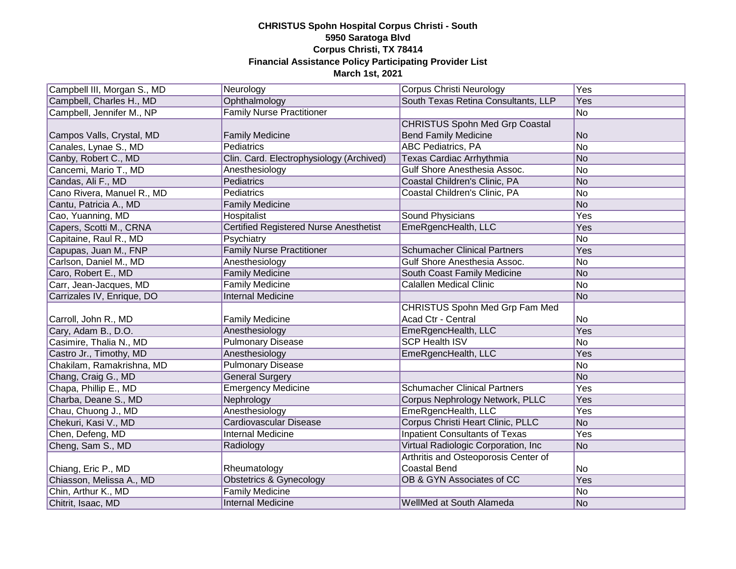**CHRISTUS Spohn Hospital Corpus Christi - South**
**5950 Saratoga Blvd**
**Corpus Christi, TX 78414**
**Financial Assistance Policy Participating Provider List**
**March 1st, 2021**

| | | | |
|---|---|---|---|
| Campbell III, Morgan S., MD | Neurology | Corpus Christi Neurology | Yes |
| Campbell, Charles H., MD | Ophthalmology | South Texas Retina Consultants, LLP | Yes |
| Campbell, Jennifer M., NP | Family Nurse Practitioner | | No |
| Campos Valls, Crystal, MD | Family Medicine | CHRISTUS Spohn Med Grp Coastal Bend Family Medicine | No |
| Canales, Lynae S., MD | Pediatrics | ABC Pediatrics, PA | No |
| Canby, Robert C., MD | Clin. Card. Electrophysiology (Archived) | Texas Cardiac Arrhythmia | No |
| Cancemi, Mario T., MD | Anesthesiology | Gulf Shore Anesthesia Assoc. | No |
| Candas, Ali F., MD | Pediatrics | Coastal Children's Clinic, PA | No |
| Cano Rivera, Manuel R., MD | Pediatrics | Coastal Children's Clinic, PA | No |
| Cantu, Patricia A., MD | Family Medicine | | No |
| Cao, Yuanning, MD | Hospitalist | Sound Physicians | Yes |
| Capers, Scotti M., CRNA | Certified Registered Nurse Anesthetist | EmeRgencHealth, LLC | Yes |
| Capitaine, Raul R., MD | Psychiatry | | No |
| Capupas, Juan M., FNP | Family Nurse Practitioner | Schumacher Clinical Partners | Yes |
| Carlson, Daniel M., MD | Anesthesiology | Gulf Shore Anesthesia Assoc. | No |
| Caro, Robert E., MD | Family Medicine | South Coast Family Medicine | No |
| Carr, Jean-Jacques, MD | Family Medicine | Calallen Medical Clinic | No |
| Carrizales IV, Enrique, DO | Internal Medicine | | No |
| Carroll, John R., MD | Family Medicine | CHRISTUS Spohn Med Grp Fam Med Acad Ctr - Central | No |
| Cary, Adam B., D.O. | Anesthesiology | EmeRgencHealth, LLC | Yes |
| Casimire, Thalia N., MD | Pulmonary Disease | SCP Health ISV | No |
| Castro Jr., Timothy, MD | Anesthesiology | EmeRgencHealth, LLC | Yes |
| Chakilam, Ramakrishna, MD | Pulmonary Disease | | No |
| Chang, Craig G., MD | General Surgery | | No |
| Chapa, Phillip E., MD | Emergency Medicine | Schumacher Clinical Partners | Yes |
| Charba, Deane S., MD | Nephrology | Corpus Nephrology Network, PLLC | Yes |
| Chau, Chuong J., MD | Anesthesiology | EmeRgencHealth, LLC | Yes |
| Chekuri, Kasi V., MD | Cardiovascular Disease | Corpus Christi Heart Clinic, PLLC | No |
| Chen, Defeng, MD | Internal Medicine | Inpatient Consultants of Texas | Yes |
| Cheng, Sam S., MD | Radiology | Virtual Radiologic Corporation, Inc | No |
| Chiang, Eric P., MD | Rheumatology | Arthritis and Osteoporosis Center of Coastal Bend | No |
| Chiasson, Melissa A., MD | Obstetrics & Gynecology | OB & GYN Associates of CC | Yes |
| Chin, Arthur K., MD | Family Medicine | | No |
| Chitrit, Isaac, MD | Internal Medicine | WellMed at South Alameda | No |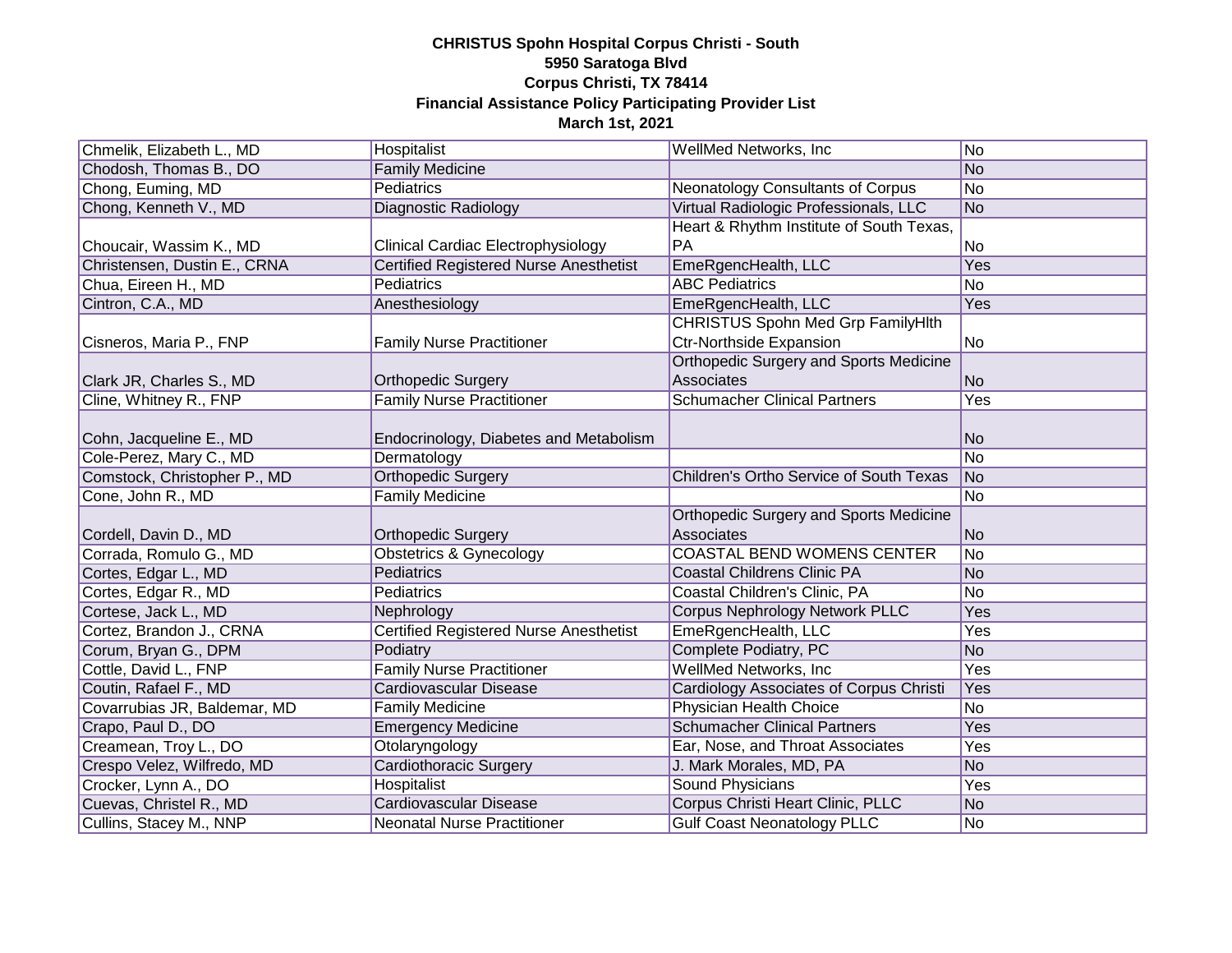**CHRISTUS Spohn Hospital Corpus Christi - South**
**5950 Saratoga Blvd**
**Corpus Christi, TX 78414**
**Financial Assistance Policy Participating Provider List**
**March 1st, 2021**

| | | | |
|---|---|---|---|
| Chmelik, Elizabeth L., MD | Hospitalist | WellMed Networks, Inc | No |
| Chodosh, Thomas B., DO | Family Medicine | | No |
| Chong, Euming, MD | Pediatrics | Neonatology Consultants of Corpus | No |
| Chong, Kenneth V., MD | Diagnostic Radiology | Virtual Radiologic Professionals, LLC | No |
| Choucair, Wassim K., MD | Clinical Cardiac Electrophysiology | Heart & Rhythm Institute of South Texas, PA | No |
| Christensen, Dustin E., CRNA | Certified Registered Nurse Anesthetist | EmeRgencHealth, LLC | Yes |
| Chua, Eireen H., MD | Pediatrics | ABC Pediatrics | No |
| Cintron, C.A., MD | Anesthesiology | EmeRgencHealth, LLC | Yes |
| Cisneros, Maria P., FNP | Family Nurse Practitioner | CHRISTUS Spohn Med Grp FamilyHlth Ctr-Northside Expansion | No |
| Clark JR, Charles S., MD | Orthopedic Surgery | Orthopedic Surgery and Sports Medicine Associates | No |
| Cline, Whitney R., FNP | Family Nurse Practitioner | Schumacher Clinical Partners | Yes |
| Cohn, Jacqueline E., MD | Endocrinology, Diabetes and Metabolism | | No |
| Cole-Perez, Mary C., MD | Dermatology | | No |
| Comstock, Christopher P., MD | Orthopedic Surgery | Children's Ortho Service of South Texas | No |
| Cone, John R., MD | Family Medicine | | No |
| Cordell, Davin D., MD | Orthopedic Surgery | Orthopedic Surgery and Sports Medicine Associates | No |
| Corrada, Romulo G., MD | Obstetrics & Gynecology | COASTAL BEND WOMENS CENTER | No |
| Cortes, Edgar L., MD | Pediatrics | Coastal Childrens Clinic PA | No |
| Cortes, Edgar R., MD | Pediatrics | Coastal Children's Clinic, PA | No |
| Cortese, Jack L., MD | Nephrology | Corpus Nephrology Network PLLC | Yes |
| Cortez, Brandon J., CRNA | Certified Registered Nurse Anesthetist | EmeRgencHealth, LLC | Yes |
| Corum, Bryan G., DPM | Podiatry | Complete Podiatry, PC | No |
| Cottle, David L., FNP | Family Nurse Practitioner | WellMed Networks, Inc | Yes |
| Coutin, Rafael F., MD | Cardiovascular Disease | Cardiology Associates of Corpus Christi | Yes |
| Covarrubias JR, Baldemar, MD | Family Medicine | Physician Health Choice | No |
| Crapo, Paul D., DO | Emergency Medicine | Schumacher Clinical Partners | Yes |
| Creamean, Troy L., DO | Otolaryngology | Ear, Nose, and Throat Associates | Yes |
| Crespo Velez, Wilfredo, MD | Cardiothoracic Surgery | J. Mark Morales, MD, PA | No |
| Crocker, Lynn A., DO | Hospitalist | Sound Physicians | Yes |
| Cuevas, Christel R., MD | Cardiovascular Disease | Corpus Christi Heart Clinic, PLLC | No |
| Cullins, Stacey M., NNP | Neonatal Nurse Practitioner | Gulf Coast Neonatology PLLC | No |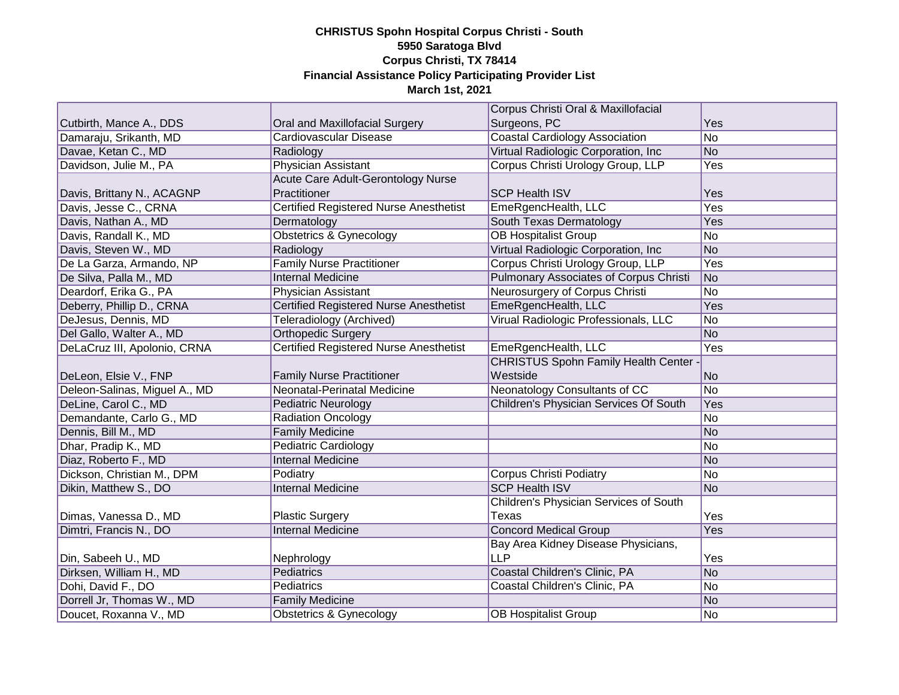**CHRISTUS Spohn Hospital Corpus Christi - South**
**5950 Saratoga Blvd**
**Corpus Christi, TX 78414**
**Financial Assistance Policy Participating Provider List**
**March 1st, 2021**

| | | | |
|---|---|---|---|
| Cutbirth, Mance A., DDS | Oral and Maxillofacial Surgery | Corpus Christi Oral & Maxillofacial Surgeons, PC | Yes |
| Damaraju, Srikanth, MD | Cardiovascular Disease | Coastal Cardiology Association | No |
| Davae, Ketan C., MD | Radiology | Virtual Radiologic Corporation, Inc | No |
| Davidson, Julie M., PA | Physician Assistant | Corpus Christi Urology Group, LLP | Yes |
| Davis, Brittany N., ACAGNP | Acute Care Adult-Gerontology Nurse Practitioner | SCP Health ISV | Yes |
| Davis, Jesse C., CRNA | Certified Registered Nurse Anesthetist | EmeRgencHealth, LLC | Yes |
| Davis, Nathan A., MD | Dermatology | South Texas Dermatology | Yes |
| Davis, Randall K., MD | Obstetrics & Gynecology | OB Hospitalist Group | No |
| Davis, Steven W., MD | Radiology | Virtual Radiologic Corporation, Inc | No |
| De La Garza, Armando, NP | Family Nurse Practitioner | Corpus Christi Urology Group, LLP | Yes |
| De Silva, Palla M., MD | Internal Medicine | Pulmonary Associates of Corpus Christi | No |
| Deardorf, Erika G., PA | Physician Assistant | Neurosurgery of Corpus Christi | No |
| Deberry, Phillip D., CRNA | Certified Registered Nurse Anesthetist | EmeRgencHealth, LLC | Yes |
| DeJesus, Dennis, MD | Teleradiology (Archived) | Virual Radiologic Professionals, LLC | No |
| Del Gallo, Walter A., MD | Orthopedic Surgery | | No |
| DeLaCruz III, Apolonio, CRNA | Certified Registered Nurse Anesthetist | EmeRgencHealth, LLC | Yes |
| DeLeon, Elsie V., FNP | Family Nurse Practitioner | CHRISTUS Spohn Family Health Center - Westside | No |
| Deleon-Salinas, Miguel A., MD | Neonatal-Perinatal Medicine | Neonatology Consultants of CC | No |
| DeLine, Carol C., MD | Pediatric Neurology | Children's Physician Services Of South | Yes |
| Demandante, Carlo G., MD | Radiation Oncology | | No |
| Dennis, Bill M., MD | Family Medicine | | No |
| Dhar, Pradip K., MD | Pediatric Cardiology | | No |
| Diaz, Roberto F., MD | Internal Medicine | | No |
| Dickson, Christian M., DPM | Podiatry | Corpus Christi Podiatry | No |
| Dikin, Matthew S., DO | Internal Medicine | SCP Health ISV | No |
| Dimas, Vanessa D., MD | Plastic Surgery | Children's Physician Services of South Texas | Yes |
| Dimtri, Francis N., DO | Internal Medicine | Concord Medical Group | Yes |
| Din, Sabeeh U., MD | Nephrology | Bay Area Kidney Disease Physicians, LLP | Yes |
| Dirksen, William H., MD | Pediatrics | Coastal Children's Clinic, PA | No |
| Dohi, David F., DO | Pediatrics | Coastal Children's Clinic, PA | No |
| Dorrell Jr, Thomas W., MD | Family Medicine | | No |
| Doucet, Roxanna V., MD | Obstetrics & Gynecology | OB Hospitalist Group | No |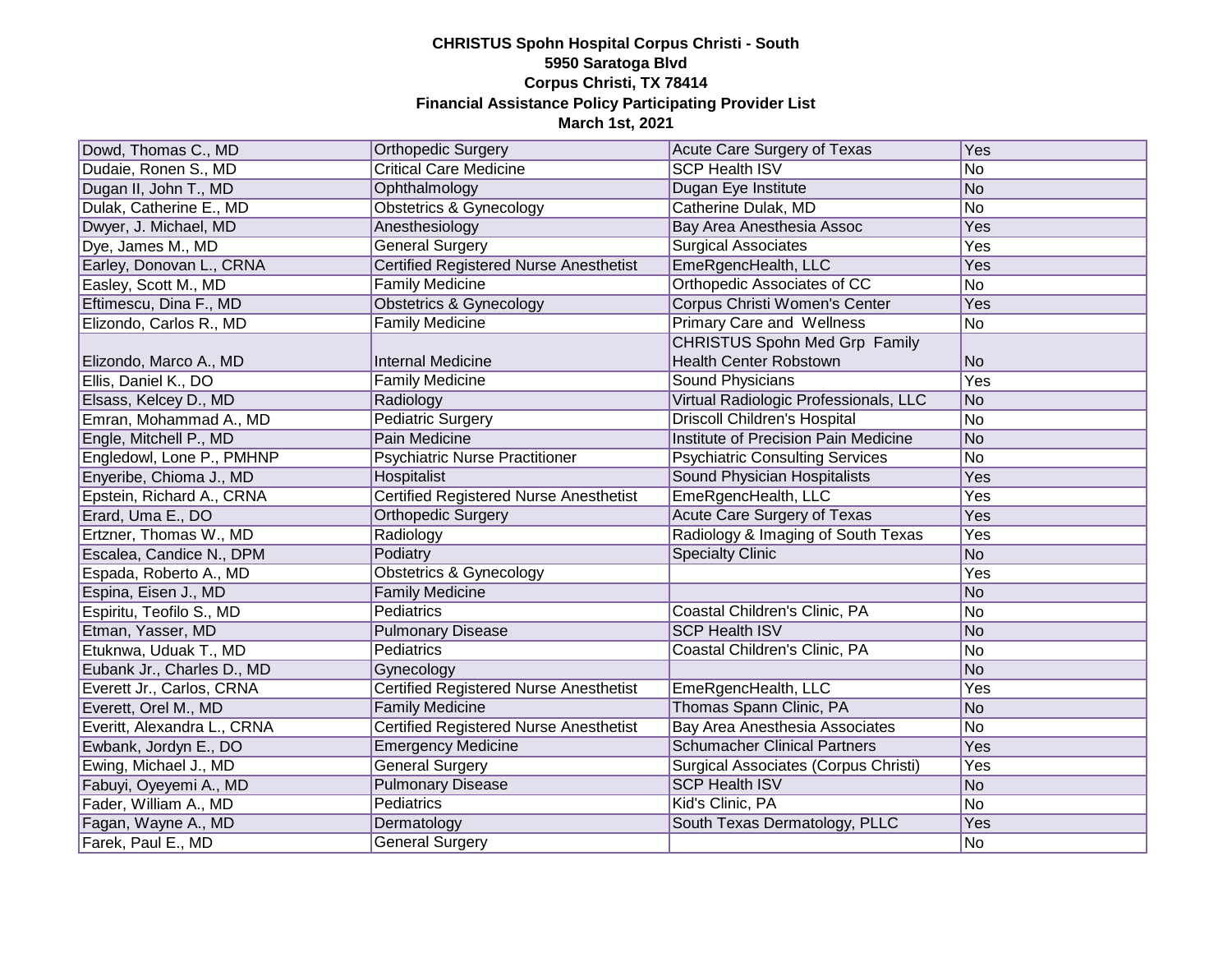**CHRISTUS Spohn Hospital Corpus Christi - South**
**5950 Saratoga Blvd**
**Corpus Christi, TX 78414**
**Financial Assistance Policy Participating Provider List**
**March 1st, 2021**

| | | | |
|---|---|---|---|
| Dowd, Thomas C., MD | Orthopedic Surgery | Acute Care Surgery of Texas | Yes |
| Dudaie, Ronen S., MD | Critical Care Medicine | SCP Health ISV | No |
| Dugan II, John T., MD | Ophthalmology | Dugan Eye Institute | No |
| Dulak, Catherine E., MD | Obstetrics & Gynecology | Catherine Dulak, MD | No |
| Dwyer, J. Michael, MD | Anesthesiology | Bay Area Anesthesia Assoc | Yes |
| Dye, James M., MD | General Surgery | Surgical Associates | Yes |
| Earley, Donovan L., CRNA | Certified Registered Nurse Anesthetist | EmeRgencHealth, LLC | Yes |
| Easley, Scott M., MD | Family Medicine | Orthopedic Associates of CC | No |
| Eftimescu, Dina F., MD | Obstetrics & Gynecology | Corpus Christi Women's Center | Yes |
| Elizondo, Carlos R., MD | Family Medicine | Primary Care and Wellness | No |
| Elizondo, Marco A., MD | Internal Medicine | CHRISTUS Spohn Med Grp Family Health Center Robstown | No |
| Ellis, Daniel K., DO | Family Medicine | Sound Physicians | Yes |
| Elsass, Kelcey D., MD | Radiology | Virtual Radiologic Professionals, LLC | No |
| Emran, Mohammad A., MD | Pediatric Surgery | Driscoll Children's Hospital | No |
| Engle, Mitchell P., MD | Pain Medicine | Institute of Precision Pain Medicine | No |
| Engledowl, Lone P., PMHNP | Psychiatric Nurse Practitioner | Psychiatric Consulting Services | No |
| Enyeribe, Chioma J., MD | Hospitalist | Sound Physician Hospitalists | Yes |
| Epstein, Richard A., CRNA | Certified Registered Nurse Anesthetist | EmeRgencHealth, LLC | Yes |
| Erard, Uma E., DO | Orthopedic Surgery | Acute Care Surgery of Texas | Yes |
| Ertzner, Thomas W., MD | Radiology | Radiology & Imaging of South Texas | Yes |
| Escalea, Candice N., DPM | Podiatry | Specialty Clinic | No |
| Espada, Roberto A., MD | Obstetrics & Gynecology | | Yes |
| Espina, Eisen J., MD | Family Medicine | | No |
| Espiritu, Teofilo S., MD | Pediatrics | Coastal Children's Clinic, PA | No |
| Etman, Yasser, MD | Pulmonary Disease | SCP Health ISV | No |
| Etuknwa, Uduak T., MD | Pediatrics | Coastal Children's Clinic, PA | No |
| Eubank Jr., Charles D., MD | Gynecology | | No |
| Everett Jr., Carlos, CRNA | Certified Registered Nurse Anesthetist | EmeRgencHealth, LLC | Yes |
| Everett, Orel M., MD | Family Medicine | Thomas Spann Clinic, PA | No |
| Everitt, Alexandra L., CRNA | Certified Registered Nurse Anesthetist | Bay Area Anesthesia Associates | No |
| Ewbank, Jordyn E., DO | Emergency Medicine | Schumacher Clinical Partners | Yes |
| Ewing, Michael J., MD | General Surgery | Surgical Associates (Corpus Christi) | Yes |
| Fabuyi, Oyeyemi A., MD | Pulmonary Disease | SCP Health ISV | No |
| Fader, William A., MD | Pediatrics | Kid's Clinic, PA | No |
| Fagan, Wayne A., MD | Dermatology | South Texas Dermatology, PLLC | Yes |
| Farek, Paul E., MD | General Surgery | | No |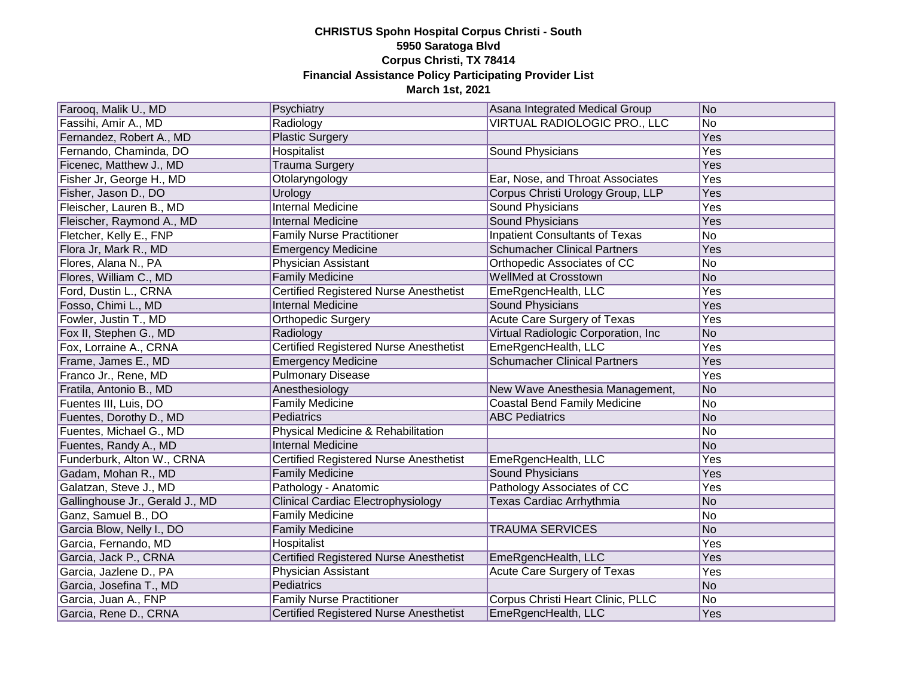**CHRISTUS Spohn Hospital Corpus Christi - South**
**5950 Saratoga Blvd**
**Corpus Christi, TX 78414**
**Financial Assistance Policy Participating Provider List**
**March 1st, 2021**

| | | | |
|---|---|---|---|
| Farooq, Malik U., MD | Psychiatry | Asana Integrated Medical Group | No |
| Fassihi, Amir A., MD | Radiology | VIRTUAL RADIOLOGIC PRO., LLC | No |
| Fernandez, Robert A., MD | Plastic Surgery | | Yes |
| Fernando, Chaminda, DO | Hospitalist | Sound Physicians | Yes |
| Ficenec, Matthew J., MD | Trauma Surgery | | Yes |
| Fisher Jr, George H., MD | Otolaryngology | Ear, Nose, and Throat Associates | Yes |
| Fisher, Jason D., DO | Urology | Corpus Christi Urology Group, LLP | Yes |
| Fleischer, Lauren B., MD | Internal Medicine | Sound Physicians | Yes |
| Fleischer, Raymond A., MD | Internal Medicine | Sound Physicians | Yes |
| Fletcher, Kelly E., FNP | Family Nurse Practitioner | Inpatient Consultants of Texas | No |
| Flora Jr, Mark R., MD | Emergency Medicine | Schumacher Clinical Partners | Yes |
| Flores, Alana N., PA | Physician Assistant | Orthopedic Associates of CC | No |
| Flores, William C., MD | Family Medicine | WellMed at Crosstown | No |
| Ford, Dustin L., CRNA | Certified Registered Nurse Anesthetist | EmeRgencHealth, LLC | Yes |
| Fosso, Chimi L., MD | Internal Medicine | Sound Physicians | Yes |
| Fowler, Justin T., MD | Orthopedic Surgery | Acute Care Surgery of Texas | Yes |
| Fox II, Stephen G., MD | Radiology | Virtual Radiologic Corporation, Inc | No |
| Fox, Lorraine A., CRNA | Certified Registered Nurse Anesthetist | EmeRgencHealth, LLC | Yes |
| Frame, James E., MD | Emergency Medicine | Schumacher Clinical Partners | Yes |
| Franco Jr., Rene, MD | Pulmonary Disease | | Yes |
| Fratila, Antonio B., MD | Anesthesiology | New Wave Anesthesia Management, | No |
| Fuentes III, Luis, DO | Family Medicine | Coastal Bend Family Medicine | No |
| Fuentes, Dorothy D., MD | Pediatrics | ABC Pediatrics | No |
| Fuentes, Michael G., MD | Physical Medicine & Rehabilitation | | No |
| Fuentes, Randy A., MD | Internal Medicine | | No |
| Funderburk, Alton W., CRNA | Certified Registered Nurse Anesthetist | EmeRgencHealth, LLC | Yes |
| Gadam, Mohan R., MD | Family Medicine | Sound Physicians | Yes |
| Galatzan, Steve J., MD | Pathology - Anatomic | Pathology Associates of CC | Yes |
| Gallinghouse Jr., Gerald J., MD | Clinical Cardiac Electrophysiology | Texas Cardiac Arrhythmia | No |
| Ganz, Samuel B., DO | Family Medicine | | No |
| Garcia Blow, Nelly I., DO | Family Medicine | TRAUMA SERVICES | No |
| Garcia, Fernando, MD | Hospitalist | | Yes |
| Garcia, Jack P., CRNA | Certified Registered Nurse Anesthetist | EmeRgencHealth, LLC | Yes |
| Garcia, Jazlene D., PA | Physician Assistant | Acute Care Surgery of Texas | Yes |
| Garcia, Josefina T., MD | Pediatrics | | No |
| Garcia, Juan A., FNP | Family Nurse Practitioner | Corpus Christi Heart Clinic, PLLC | No |
| Garcia, Rene D., CRNA | Certified Registered Nurse Anesthetist | EmeRgencHealth, LLC | Yes |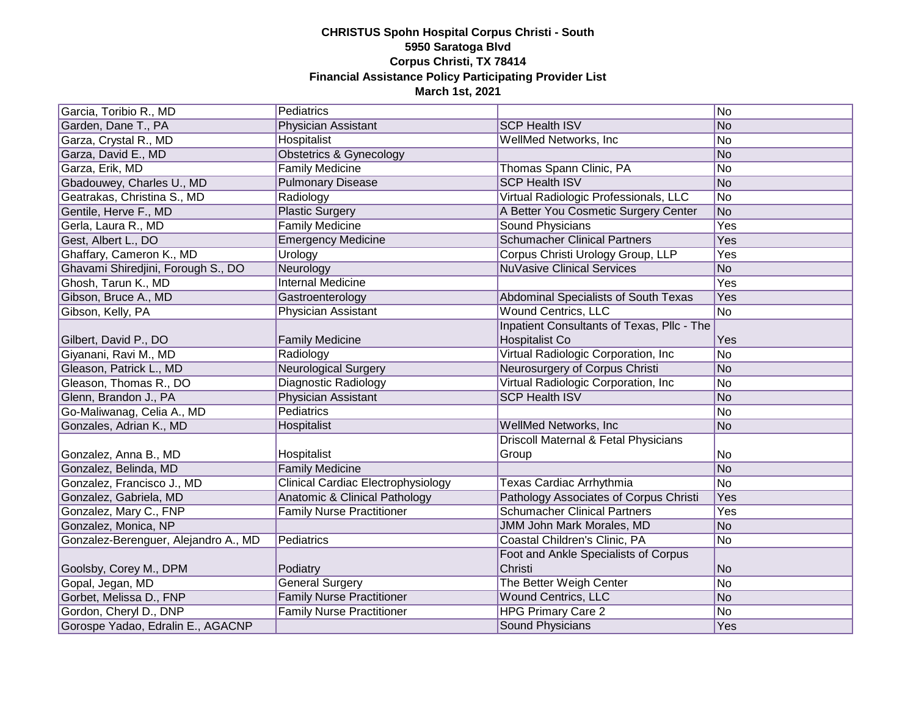**CHRISTUS Spohn Hospital Corpus Christi - South**
**5950 Saratoga Blvd**
**Corpus Christi, TX 78414**
**Financial Assistance Policy Participating Provider List**
**March 1st, 2021**

| | | | |
|---|---|---|---|
| Garcia, Toribio R., MD | Pediatrics | | No |
| Garden, Dane T., PA | Physician Assistant | SCP Health ISV | No |
| Garza, Crystal R., MD | Hospitalist | WellMed Networks, Inc | No |
| Garza, David E., MD | Obstetrics & Gynecology | | No |
| Garza, Erik, MD | Family Medicine | Thomas Spann Clinic, PA | No |
| Gbadouwey, Charles U., MD | Pulmonary Disease | SCP Health ISV | No |
| Geatrakas, Christina S., MD | Radiology | Virtual Radiologic Professionals, LLC | No |
| Gentile, Herve F., MD | Plastic Surgery | A Better You Cosmetic Surgery Center | No |
| Gerla, Laura R., MD | Family Medicine | Sound Physicians | Yes |
| Gest, Albert L., DO | Emergency Medicine | Schumacher Clinical Partners | Yes |
| Ghaffary, Cameron K., MD | Urology | Corpus Christi Urology Group, LLP | Yes |
| Ghavami Shiredjini, Forough S., DO | Neurology | NuVasive Clinical Services | No |
| Ghosh, Tarun K., MD | Internal Medicine | | Yes |
| Gibson, Bruce A., MD | Gastroenterology | Abdominal Specialists of South Texas | Yes |
| Gibson, Kelly, PA | Physician Assistant | Wound Centrics, LLC | No |
| Gilbert, David P., DO | Family Medicine | Inpatient Consultants of Texas, Pllc - The Hospitalist Co | Yes |
| Giyanani, Ravi M., MD | Radiology | Virtual Radiologic Corporation, Inc | No |
| Gleason, Patrick L., MD | Neurological Surgery | Neurosurgery of Corpus Christi | No |
| Gleason, Thomas R., DO | Diagnostic Radiology | Virtual Radiologic Corporation, Inc | No |
| Glenn, Brandon J., PA | Physician Assistant | SCP Health ISV | No |
| Go-Maliwanag, Celia A., MD | Pediatrics | | No |
| Gonzales, Adrian K., MD | Hospitalist | WellMed Networks, Inc | No |
| Gonzalez, Anna B., MD | Hospitalist | Driscoll Maternal & Fetal Physicians Group | No |
| Gonzalez, Belinda, MD | Family Medicine | | No |
| Gonzalez, Francisco J., MD | Clinical Cardiac Electrophysiology | Texas Cardiac Arrhythmia | No |
| Gonzalez, Gabriela, MD | Anatomic & Clinical Pathology | Pathology Associates of Corpus Christi | Yes |
| Gonzalez, Mary C., FNP | Family Nurse Practitioner | Schumacher Clinical Partners | Yes |
| Gonzalez, Monica, NP | | JMM John Mark Morales, MD | No |
| Gonzalez-Berenguer, Alejandro A., MD | Pediatrics | Coastal Children's Clinic, PA | No |
| Goolsby, Corey M., DPM | Podiatry | Foot and Ankle Specialists of Corpus Christi | No |
| Gopal, Jegan, MD | General Surgery | The Better Weigh Center | No |
| Gorbet, Melissa D., FNP | Family Nurse Practitioner | Wound Centrics, LLC | No |
| Gordon, Cheryl D., DNP | Family Nurse Practitioner | HPG Primary Care 2 | No |
| Gorospe Yadao, Edralin E., AGACNP | | Sound Physicians | Yes |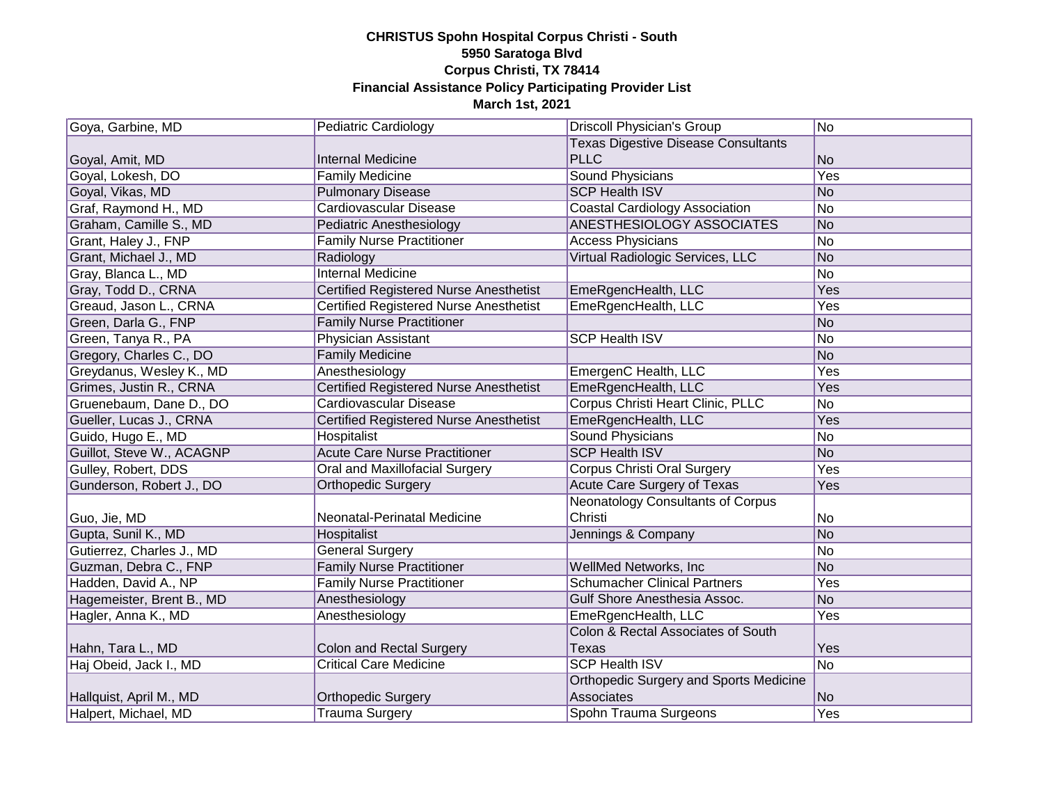**CHRISTUS Spohn Hospital Corpus Christi - South**
**5950 Saratoga Blvd**
**Corpus Christi, TX 78414**
**Financial Assistance Policy Participating Provider List**
**March 1st, 2021**

| | | | |
|---|---|---|---|
| Goya, Garbine, MD | Pediatric Cardiology | Driscoll Physician's Group | No |
| Goyal, Amit, MD | Internal Medicine | Texas Digestive Disease Consultants PLLC | No |
| Goyal, Lokesh, DO | Family Medicine | Sound Physicians | Yes |
| Goyal, Vikas, MD | Pulmonary Disease | SCP Health ISV | No |
| Graf, Raymond H., MD | Cardiovascular Disease | Coastal Cardiology Association | No |
| Graham, Camille S., MD | Pediatric Anesthesiology | ANESTHESIOLOGY ASSOCIATES | No |
| Grant, Haley J., FNP | Family Nurse Practitioner | Access Physicians | No |
| Grant, Michael J., MD | Radiology | Virtual Radiologic Services, LLC | No |
| Gray, Blanca L., MD | Internal Medicine | | No |
| Gray, Todd D., CRNA | Certified Registered Nurse Anesthetist | EmeRgencHealth, LLC | Yes |
| Greaud, Jason L., CRNA | Certified Registered Nurse Anesthetist | EmeRgencHealth, LLC | Yes |
| Green, Darla G., FNP | Family Nurse Practitioner | | No |
| Green, Tanya R., PA | Physician Assistant | SCP Health ISV | No |
| Gregory, Charles C., DO | Family Medicine | | No |
| Greydanus, Wesley K., MD | Anesthesiology | EmergenC Health, LLC | Yes |
| Grimes, Justin R., CRNA | Certified Registered Nurse Anesthetist | EmeRgencHealth, LLC | Yes |
| Gruenebaum, Dane D., DO | Cardiovascular Disease | Corpus Christi Heart Clinic, PLLC | No |
| Gueller, Lucas J., CRNA | Certified Registered Nurse Anesthetist | EmeRgencHealth, LLC | Yes |
| Guido, Hugo E., MD | Hospitalist | Sound Physicians | No |
| Guillot, Steve W., ACAGNP | Acute Care Nurse Practitioner | SCP Health ISV | No |
| Gulley, Robert, DDS | Oral and Maxillofacial Surgery | Corpus Christi Oral Surgery | Yes |
| Gunderson, Robert J., DO | Orthopedic Surgery | Acute Care Surgery of Texas | Yes |
| Guo, Jie, MD | Neonatal-Perinatal Medicine | Neonatology Consultants of Corpus Christi | No |
| Gupta, Sunil K., MD | Hospitalist | Jennings & Company | No |
| Gutierrez, Charles J., MD | General Surgery | | No |
| Guzman, Debra C., FNP | Family Nurse Practitioner | WellMed Networks, Inc | No |
| Hadden, David A., NP | Family Nurse Practitioner | Schumacher Clinical Partners | Yes |
| Hagemeister, Brent B., MD | Anesthesiology | Gulf Shore Anesthesia Assoc. | No |
| Hagler, Anna K., MD | Anesthesiology | EmeRgencHealth, LLC | Yes |
| Hahn, Tara L., MD | Colon and Rectal Surgery | Colon & Rectal Associates of South Texas | Yes |
| Haj Obeid, Jack I., MD | Critical Care Medicine | SCP Health ISV | No |
| Hallquist, April M., MD | Orthopedic Surgery | Orthopedic Surgery and Sports Medicine Associates | No |
| Halpert, Michael, MD | Trauma Surgery | Spohn Trauma Surgeons | Yes |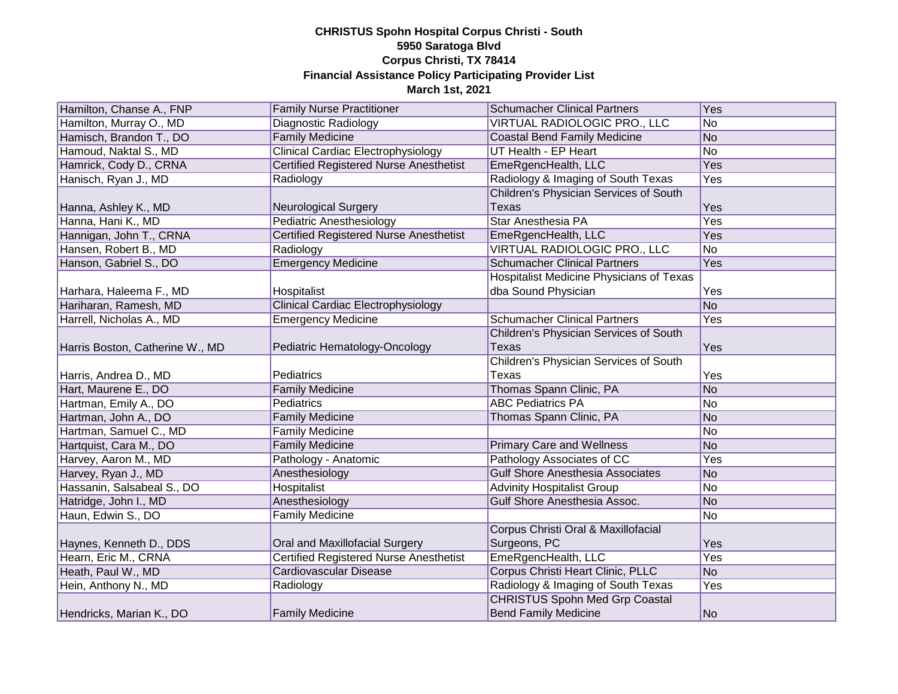**CHRISTUS Spohn Hospital Corpus Christi - South**
**5950 Saratoga Blvd**
**Corpus Christi, TX 78414**
**Financial Assistance Policy Participating Provider List**
**March 1st, 2021**

| | | | |
|---|---|---|---|
| Hamilton, Chanse A., FNP | Family Nurse Practitioner | Schumacher Clinical Partners | Yes |
| Hamilton, Murray O., MD | Diagnostic Radiology | VIRTUAL RADIOLOGIC PRO., LLC | No |
| Hamisch, Brandon T., DO | Family Medicine | Coastal Bend Family Medicine | No |
| Hamoud, Naktal S., MD | Clinical Cardiac Electrophysiology | UT Health - EP Heart | No |
| Hamrick, Cody D., CRNA | Certified Registered Nurse Anesthetist | EmeRgencHealth, LLC | Yes |
| Hanisch, Ryan J., MD | Radiology | Radiology & Imaging of South Texas | Yes |
| Hanna, Ashley K., MD | Neurological Surgery | Children's Physician Services of South Texas | Yes |
| Hanna, Hani K., MD | Pediatric Anesthesiology | Star Anesthesia PA | Yes |
| Hannigan, John T., CRNA | Certified Registered Nurse Anesthetist | EmeRgencHealth, LLC | Yes |
| Hansen, Robert B., MD | Radiology | VIRTUAL RADIOLOGIC PRO., LLC | No |
| Hanson, Gabriel S., DO | Emergency Medicine | Schumacher Clinical Partners | Yes |
| Harhara, Haleema F., MD | Hospitalist | Hospitalist Medicine Physicians of Texas dba Sound Physician | Yes |
| Hariharan, Ramesh, MD | Clinical Cardiac Electrophysiology | | No |
| Harrell, Nicholas A., MD | Emergency Medicine | Schumacher Clinical Partners | Yes |
| Harris Boston, Catherine W., MD | Pediatric Hematology-Oncology | Children's Physician Services of South Texas | Yes |
| Harris, Andrea D., MD | Pediatrics | Children's Physician Services of South Texas | Yes |
| Hart, Maurene E., DO | Family Medicine | Thomas Spann Clinic, PA | No |
| Hartman, Emily A., DO | Pediatrics | ABC Pediatrics PA | No |
| Hartman, John A., DO | Family Medicine | Thomas Spann Clinic, PA | No |
| Hartman, Samuel C., MD | Family Medicine | | No |
| Hartquist, Cara M., DO | Family Medicine | Primary Care and Wellness | No |
| Harvey, Aaron M., MD | Pathology - Anatomic | Pathology Associates of CC | Yes |
| Harvey, Ryan J., MD | Anesthesiology | Gulf Shore Anesthesia Associates | No |
| Hassanin, Salsabeal S., DO | Hospitalist | Advinity Hospitalist Group | No |
| Hatridge, John I., MD | Anesthesiology | Gulf Shore Anesthesia Assoc. | No |
| Haun, Edwin S., DO | Family Medicine | | No |
| Haynes, Kenneth D., DDS | Oral and Maxillofacial Surgery | Corpus Christi Oral & Maxillofacial Surgeons, PC | Yes |
| Hearn, Eric M., CRNA | Certified Registered Nurse Anesthetist | EmeRgencHealth, LLC | Yes |
| Heath, Paul W., MD | Cardiovascular Disease | Corpus Christi Heart Clinic, PLLC | No |
| Hein, Anthony N., MD | Radiology | Radiology & Imaging of South Texas | Yes |
| Hendricks, Marian K., DO | Family Medicine | CHRISTUS Spohn Med Grp Coastal Bend Family Medicine | No |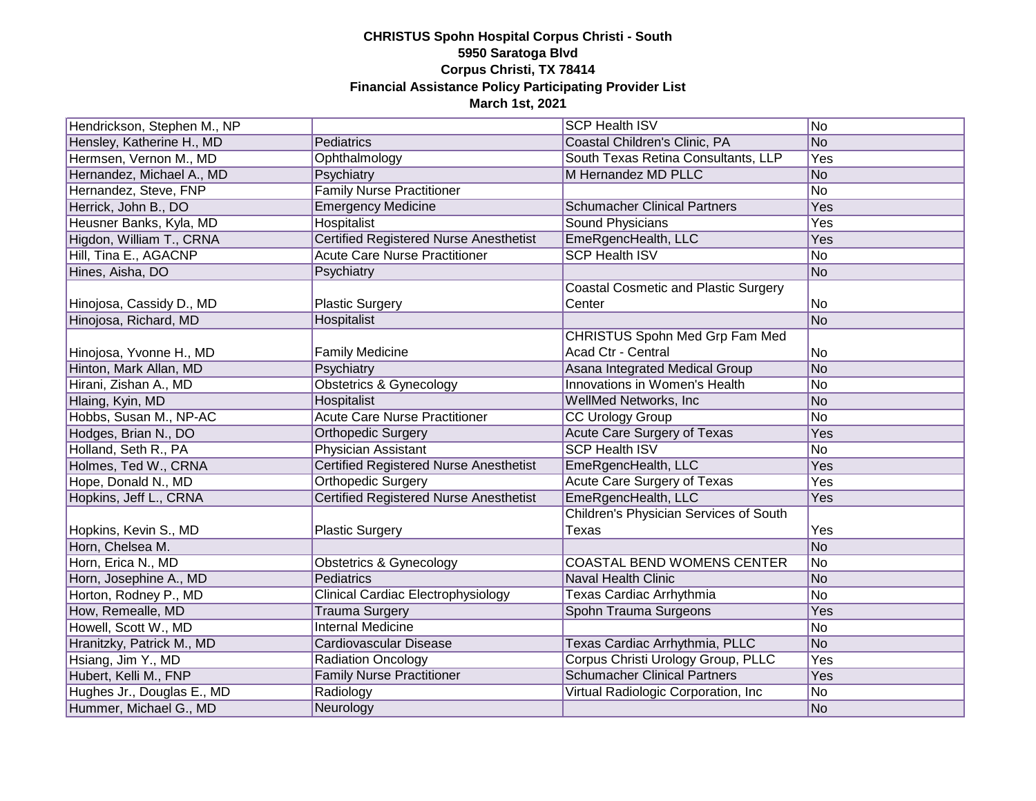**CHRISTUS Spohn Hospital Corpus Christi - South**
**5950 Saratoga Blvd**
**Corpus Christi, TX 78414**
**Financial Assistance Policy Participating Provider List**
**March 1st, 2021**

| | | | |
|---|---|---|---|
| Hendrickson, Stephen M., NP | | SCP Health ISV | No |
| Hensley, Katherine H., MD | Pediatrics | Coastal Children's Clinic, PA | No |
| Hermsen, Vernon M., MD | Ophthalmology | South Texas Retina Consultants, LLP | Yes |
| Hernandez, Michael A., MD | Psychiatry | M Hernandez MD PLLC | No |
| Hernandez, Steve, FNP | Family Nurse Practitioner | | No |
| Herrick, John B., DO | Emergency Medicine | Schumacher Clinical Partners | Yes |
| Heusner Banks, Kyla, MD | Hospitalist | Sound Physicians | Yes |
| Higdon, William T., CRNA | Certified Registered Nurse Anesthetist | EmeRgencHealth, LLC | Yes |
| Hill, Tina E., AGACNP | Acute Care Nurse Practitioner | SCP Health ISV | No |
| Hines, Aisha, DO | Psychiatry | | No |
| Hinojosa, Cassidy D., MD | Plastic Surgery | Coastal Cosmetic and Plastic Surgery Center | No |
| Hinojosa, Richard, MD | Hospitalist | | No |
| Hinojosa, Yvonne H., MD | Family Medicine | CHRISTUS Spohn Med Grp Fam Med Acad Ctr - Central | No |
| Hinton, Mark Allan, MD | Psychiatry | Asana Integrated Medical Group | No |
| Hirani, Zishan A., MD | Obstetrics & Gynecology | Innovations in Women's Health | No |
| Hlaing, Kyin, MD | Hospitalist | WellMed Networks, Inc | No |
| Hobbs, Susan M., NP-AC | Acute Care Nurse Practitioner | CC Urology Group | No |
| Hodges, Brian N., DO | Orthopedic Surgery | Acute Care Surgery of Texas | Yes |
| Holland, Seth R., PA | Physician Assistant | SCP Health ISV | No |
| Holmes, Ted W., CRNA | Certified Registered Nurse Anesthetist | EmeRgencHealth, LLC | Yes |
| Hope, Donald N., MD | Orthopedic Surgery | Acute Care Surgery of Texas | Yes |
| Hopkins, Jeff L., CRNA | Certified Registered Nurse Anesthetist | EmeRgencHealth, LLC | Yes |
| Hopkins, Kevin S., MD | Plastic Surgery | Children's Physician Services of South Texas | Yes |
| Horn, Chelsea M. | | | No |
| Horn, Erica N., MD | Obstetrics & Gynecology | COASTAL BEND WOMENS CENTER | No |
| Horn, Josephine A., MD | Pediatrics | Naval Health Clinic | No |
| Horton, Rodney P., MD | Clinical Cardiac Electrophysiology | Texas Cardiac Arrhythmia | No |
| How, Remealle, MD | Trauma Surgery | Spohn Trauma Surgeons | Yes |
| Howell, Scott W., MD | Internal Medicine | | No |
| Hranitzky, Patrick M., MD | Cardiovascular Disease | Texas Cardiac Arrhythmia, PLLC | No |
| Hsiang, Jim Y., MD | Radiation Oncology | Corpus Christi Urology Group, PLLC | Yes |
| Hubert, Kelli M., FNP | Family Nurse Practitioner | Schumacher Clinical Partners | Yes |
| Hughes Jr., Douglas E., MD | Radiology | Virtual Radiologic Corporation, Inc | No |
| Hummer, Michael G., MD | Neurology | | No |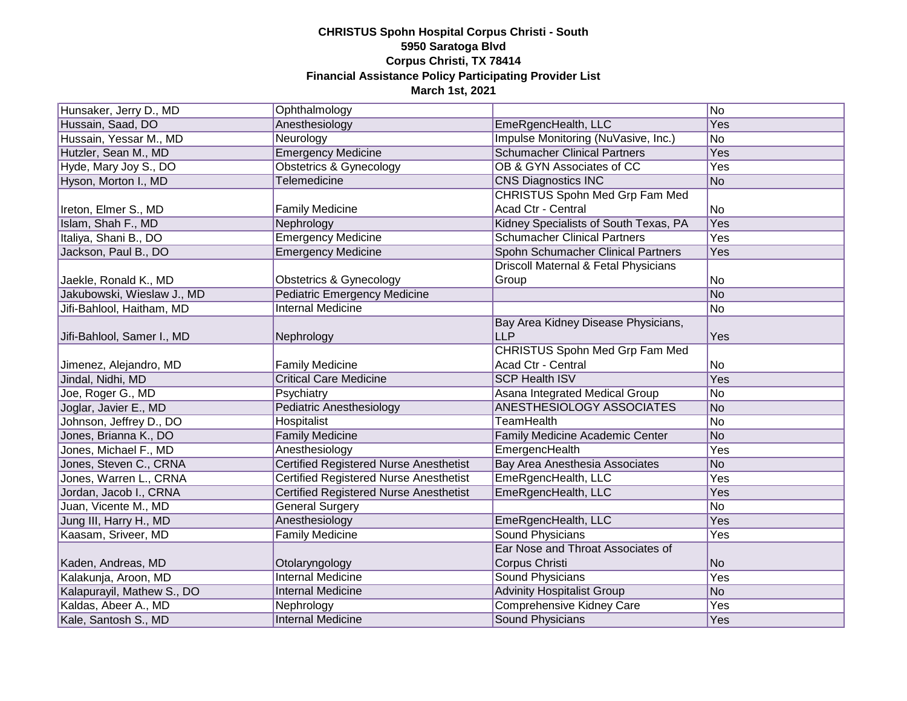**CHRISTUS Spohn Hospital Corpus Christi - South**
**5950 Saratoga Blvd**
**Corpus Christi, TX 78414**
**Financial Assistance Policy Participating Provider List**
**March 1st, 2021**

| | | | |
|---|---|---|---|
| Hunsaker, Jerry D., MD | Ophthalmology | | No |
| Hussain, Saad, DO | Anesthesiology | EmeRgencHealth, LLC | Yes |
| Hussain, Yessar M., MD | Neurology | Impulse Monitoring (NuVasive, Inc.) | No |
| Hutzler, Sean M., MD | Emergency Medicine | Schumacher Clinical Partners | Yes |
| Hyde, Mary Joy S., DO | Obstetrics & Gynecology | OB & GYN Associates of CC | Yes |
| Hyson, Morton I., MD | Telemedicine | CNS Diagnostics INC | No |
| Ireton, Elmer S., MD | Family Medicine | CHRISTUS Spohn Med Grp Fam Med Acad Ctr - Central | No |
| Islam, Shah F., MD | Nephrology | Kidney Specialists of South Texas, PA | Yes |
| Italiya, Shani B., DO | Emergency Medicine | Schumacher Clinical Partners | Yes |
| Jackson, Paul B., DO | Emergency Medicine | Spohn Schumacher Clinical Partners | Yes |
| Jaekle, Ronald K., MD | Obstetrics & Gynecology | Driscoll Maternal & Fetal Physicians Group | No |
| Jakubowski, Wieslaw J., MD | Pediatric Emergency Medicine | | No |
| Jifi-Bahlool, Haitham, MD | Internal Medicine | | No |
| Jifi-Bahlool, Samer I., MD | Nephrology | Bay Area Kidney Disease Physicians, LLP | Yes |
| Jimenez, Alejandro, MD | Family Medicine | CHRISTUS Spohn Med Grp Fam Med Acad Ctr - Central | No |
| Jindal, Nidhi, MD | Critical Care Medicine | SCP Health ISV | Yes |
| Joe, Roger G., MD | Psychiatry | Asana Integrated Medical Group | No |
| Joglar, Javier E., MD | Pediatric Anesthesiology | ANESTHESIOLOGY ASSOCIATES | No |
| Johnson, Jeffrey D., DO | Hospitalist | TeamHealth | No |
| Jones, Brianna K., DO | Family Medicine | Family Medicine Academic Center | No |
| Jones, Michael F., MD | Anesthesiology | EmergencHealth | Yes |
| Jones, Steven C., CRNA | Certified Registered Nurse Anesthetist | Bay Area Anesthesia Associates | No |
| Jones, Warren L., CRNA | Certified Registered Nurse Anesthetist | EmeRgencHealth, LLC | Yes |
| Jordan, Jacob I., CRNA | Certified Registered Nurse Anesthetist | EmeRgencHealth, LLC | Yes |
| Juan, Vicente M., MD | General Surgery | | No |
| Jung III, Harry H., MD | Anesthesiology | EmeRgencHealth, LLC | Yes |
| Kaasam, Sriveer, MD | Family Medicine | Sound Physicians | Yes |
| Kaden, Andreas, MD | Otolaryngology | Ear Nose and Throat Associates of Corpus Christi | No |
| Kalakunja, Aroon, MD | Internal Medicine | Sound Physicians | Yes |
| Kalapurayil, Mathew S., DO | Internal Medicine | Advinity Hospitalist Group | No |
| Kaldas, Abeer A., MD | Nephrology | Comprehensive Kidney Care | Yes |
| Kale, Santosh S., MD | Internal Medicine | Sound Physicians | Yes |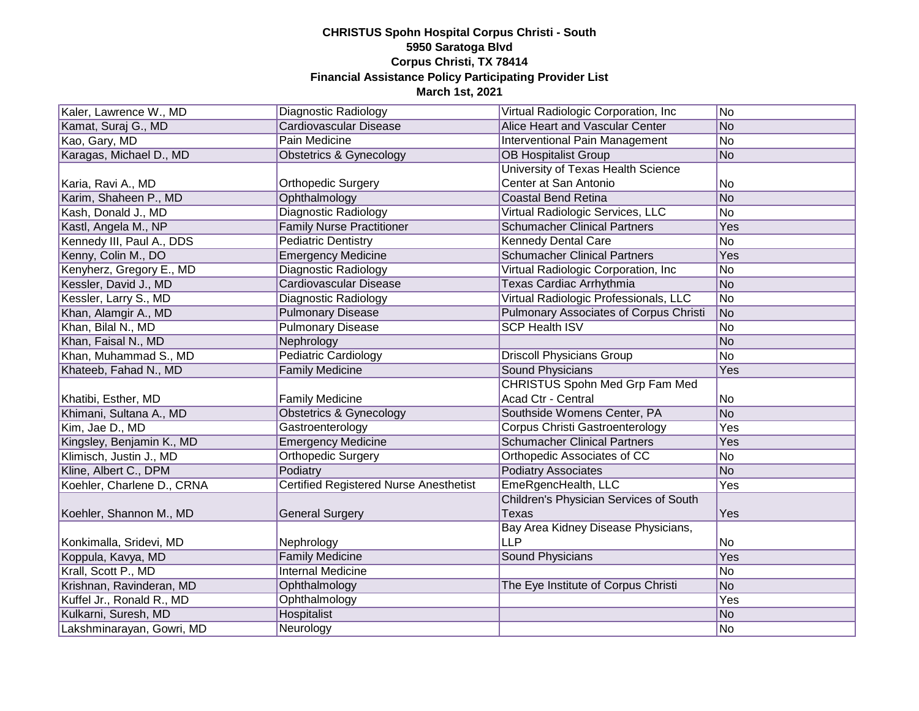**CHRISTUS Spohn Hospital Corpus Christi - South**
**5950 Saratoga Blvd**
**Corpus Christi, TX 78414**
**Financial Assistance Policy Participating Provider List**
**March 1st, 2021**

| | | | |
|---|---|---|---|
| Kaler, Lawrence W., MD | Diagnostic Radiology | Virtual Radiologic Corporation, Inc | No |
| Kamat, Suraj G., MD | Cardiovascular Disease | Alice Heart and Vascular Center | No |
| Kao, Gary, MD | Pain Medicine | Interventional Pain Management | No |
| Karagas, Michael D., MD | Obstetrics & Gynecology | OB Hospitalist Group | No |
| Karia, Ravi A., MD | Orthopedic Surgery | University of Texas Health Science Center at San Antonio | No |
| Karim, Shaheen P., MD | Ophthalmology | Coastal Bend Retina | No |
| Kash, Donald J., MD | Diagnostic Radiology | Virtual Radiologic Services, LLC | No |
| Kastl, Angela M., NP | Family Nurse Practitioner | Schumacher Clinical Partners | Yes |
| Kennedy III, Paul A., DDS | Pediatric Dentistry | Kennedy Dental Care | No |
| Kenny, Colin M., DO | Emergency Medicine | Schumacher Clinical Partners | Yes |
| Kenyherz, Gregory E., MD | Diagnostic Radiology | Virtual Radiologic Corporation, Inc | No |
| Kessler, David J., MD | Cardiovascular Disease | Texas Cardiac Arrhythmia | No |
| Kessler, Larry S., MD | Diagnostic Radiology | Virtual Radiologic Professionals, LLC | No |
| Khan, Alamgir A., MD | Pulmonary Disease | Pulmonary Associates of Corpus Christi | No |
| Khan, Bilal N., MD | Pulmonary Disease | SCP Health ISV | No |
| Khan, Faisal N., MD | Nephrology | | No |
| Khan, Muhammad S., MD | Pediatric Cardiology | Driscoll Physicians Group | No |
| Khateeb, Fahad N., MD | Family Medicine | Sound Physicians | Yes |
| Khatibi, Esther, MD | Family Medicine | CHRISTUS Spohn Med Grp Fam Med Acad Ctr - Central | No |
| Khimani, Sultana A., MD | Obstetrics & Gynecology | Southside Womens Center, PA | No |
| Kim, Jae D., MD | Gastroenterology | Corpus Christi Gastroenterology | Yes |
| Kingsley, Benjamin K., MD | Emergency Medicine | Schumacher Clinical Partners | Yes |
| Klimisch, Justin J., MD | Orthopedic Surgery | Orthopedic Associates of CC | No |
| Kline, Albert C., DPM | Podiatry | Podiatry Associates | No |
| Koehler, Charlene D., CRNA | Certified Registered Nurse Anesthetist | EmeRgencHealth, LLC | Yes |
| Koehler, Shannon M., MD | General Surgery | Children's Physician Services of South Texas | Yes |
| Konkimalla, Sridevi, MD | Nephrology | Bay Area Kidney Disease Physicians, LLP | No |
| Koppula, Kavya, MD | Family Medicine | Sound Physicians | Yes |
| Krall, Scott P., MD | Internal Medicine | | No |
| Krishnan, Ravinderan, MD | Ophthalmology | The Eye Institute of Corpus Christi | No |
| Kuffel Jr., Ronald R., MD | Ophthalmology | | Yes |
| Kulkarni, Suresh, MD | Hospitalist | | No |
| Lakshminarayan, Gowri, MD | Neurology | | No |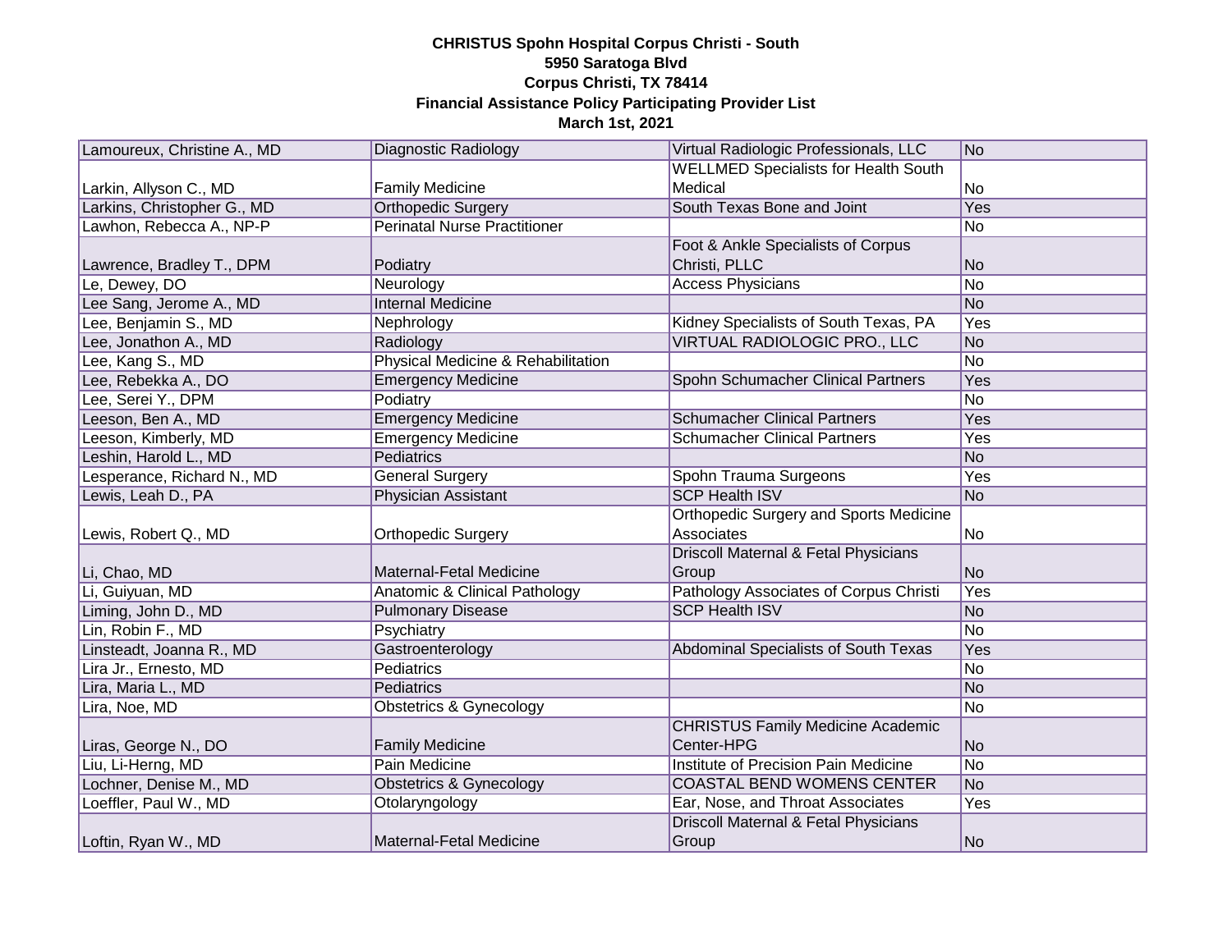**CHRISTUS Spohn Hospital Corpus Christi - South**
**5950 Saratoga Blvd**
**Corpus Christi, TX 78414**
**Financial Assistance Policy Participating Provider List**
**March 1st, 2021**

| Provider | Specialty | Group | |
|---|---|---|---|
| Lamoureux, Christine A., MD | Diagnostic Radiology | Virtual Radiologic Professionals, LLC | No |
| Larkin, Allyson C., MD | Family Medicine | WELLMED Specialists for Health South Medical | No |
| Larkins, Christopher G., MD | Orthopedic Surgery | South Texas Bone and Joint | Yes |
| Lawhon, Rebecca A., NP-P | Perinatal Nurse Practitioner | | No |
| Lawrence, Bradley T., DPM | Podiatry | Foot & Ankle Specialists of Corpus Christi, PLLC | No |
| Le, Dewey, DO | Neurology | Access Physicians | No |
| Lee Sang, Jerome A., MD | Internal Medicine | | No |
| Lee, Benjamin S., MD | Nephrology | Kidney Specialists of South Texas, PA | Yes |
| Lee, Jonathon A., MD | Radiology | VIRTUAL RADIOLOGIC PRO., LLC | No |
| Lee, Kang S., MD | Physical Medicine & Rehabilitation | | No |
| Lee, Rebekka A., DO | Emergency Medicine | Spohn Schumacher Clinical Partners | Yes |
| Lee, Serei Y., DPM | Podiatry | | No |
| Leeson, Ben A., MD | Emergency Medicine | Schumacher Clinical Partners | Yes |
| Leeson, Kimberly, MD | Emergency Medicine | Schumacher Clinical Partners | Yes |
| Leshin, Harold L., MD | Pediatrics | | No |
| Lesperance, Richard N., MD | General Surgery | Spohn Trauma Surgeons | Yes |
| Lewis, Leah D., PA | Physician Assistant | SCP Health ISV | No |
| Lewis, Robert Q., MD | Orthopedic Surgery | Orthopedic Surgery and Sports Medicine Associates | No |
| Li, Chao, MD | Maternal-Fetal Medicine | Driscoll Maternal & Fetal Physicians Group | No |
| Li, Guiyuan, MD | Anatomic & Clinical Pathology | Pathology Associates of Corpus Christi | Yes |
| Liming, John D., MD | Pulmonary Disease | SCP Health ISV | No |
| Lin, Robin F., MD | Psychiatry | | No |
| Linsteadt, Joanna R., MD | Gastroenterology | Abdominal Specialists of South Texas | Yes |
| Lira Jr., Ernesto, MD | Pediatrics | | No |
| Lira, Maria L., MD | Pediatrics | | No |
| Lira, Noe, MD | Obstetrics & Gynecology | | No |
| Liras, George N., DO | Family Medicine | CHRISTUS Family Medicine Academic Center-HPG | No |
| Liu, Li-Herng, MD | Pain Medicine | Institute of Precision Pain Medicine | No |
| Lochner, Denise M., MD | Obstetrics & Gynecology | COASTAL BEND WOMENS CENTER | No |
| Loeffler, Paul W., MD | Otolaryngology | Ear, Nose, and Throat Associates | Yes |
| Loftin, Ryan W., MD | Maternal-Fetal Medicine | Driscoll Maternal & Fetal Physicians Group | No |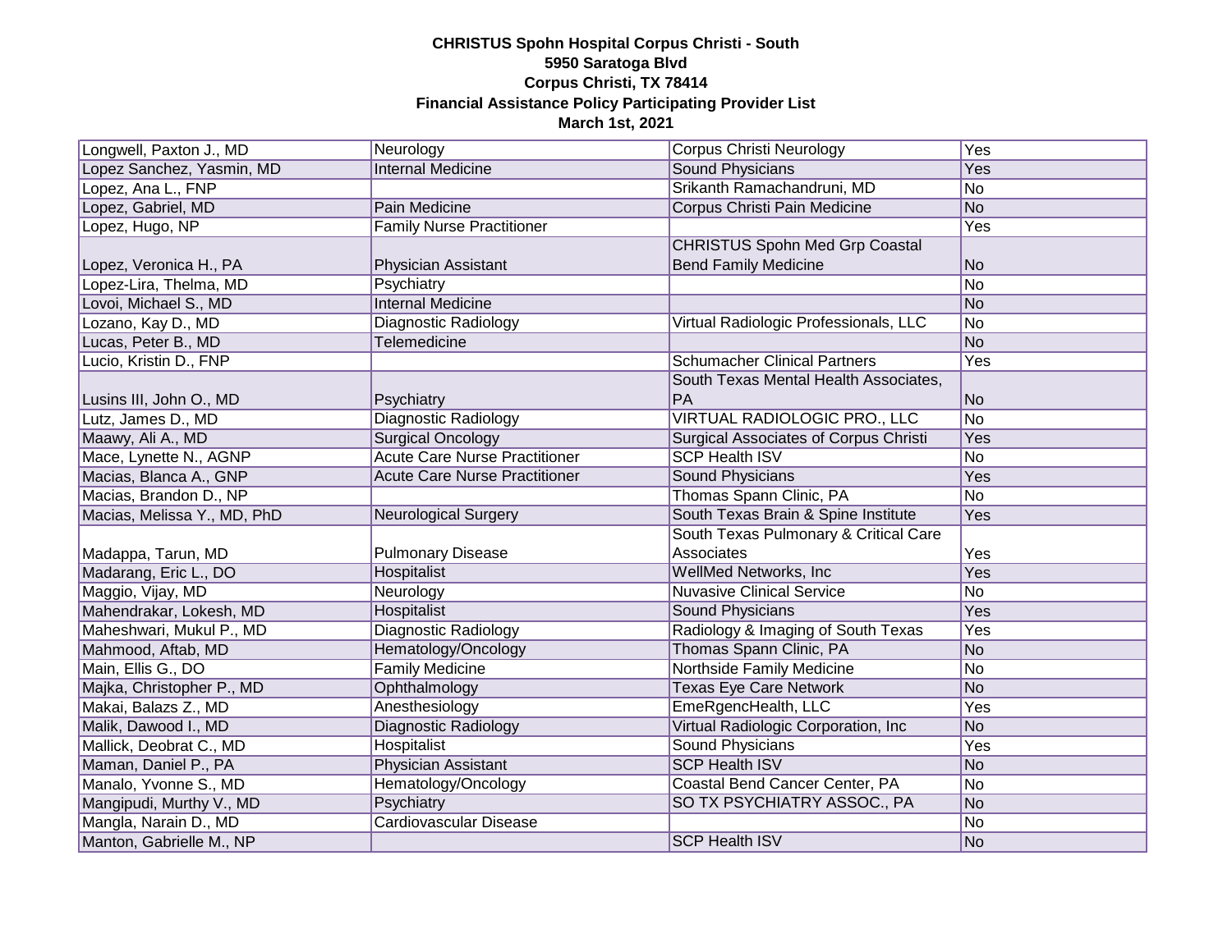**CHRISTUS Spohn Hospital Corpus Christi - South**
**5950 Saratoga Blvd**
**Corpus Christi, TX 78414**
**Financial Assistance Policy Participating Provider List**
**March 1st, 2021**

| | | | |
|---|---|---|---|
| Longwell, Paxton J., MD | Neurology | Corpus Christi Neurology | Yes |
| Lopez Sanchez, Yasmin, MD | Internal Medicine | Sound Physicians | Yes |
| Lopez, Ana L., FNP | | Srikanth Ramachandruni, MD | No |
| Lopez, Gabriel, MD | Pain Medicine | Corpus Christi Pain Medicine | No |
| Lopez, Hugo, NP | Family Nurse Practitioner | | Yes |
| Lopez, Veronica H., PA | Physician Assistant | CHRISTUS Spohn Med Grp Coastal Bend Family Medicine | No |
| Lopez-Lira, Thelma, MD | Psychiatry | | No |
| Lovoi, Michael S., MD | Internal Medicine | | No |
| Lozano, Kay D., MD | Diagnostic Radiology | Virtual Radiologic Professionals, LLC | No |
| Lucas, Peter B., MD | Telemedicine | | No |
| Lucio, Kristin D., FNP | | Schumacher Clinical Partners | Yes |
| Lusins III, John O., MD | Psychiatry | South Texas Mental Health Associates, PA | No |
| Lutz, James D., MD | Diagnostic Radiology | VIRTUAL RADIOLOGIC PRO., LLC | No |
| Maawy, Ali A., MD | Surgical Oncology | Surgical Associates of Corpus Christi | Yes |
| Mace, Lynette N., AGNP | Acute Care Nurse Practitioner | SCP Health ISV | No |
| Macias, Blanca A., GNP | Acute Care Nurse Practitioner | Sound Physicians | Yes |
| Macias, Brandon D., NP | | Thomas Spann Clinic, PA | No |
| Macias, Melissa Y., MD, PhD | Neurological Surgery | South Texas Brain & Spine Institute | Yes |
| Madappa, Tarun, MD | Pulmonary Disease | South Texas Pulmonary & Critical Care Associates | Yes |
| Madarang, Eric L., DO | Hospitalist | WellMed Networks, Inc | Yes |
| Maggio, Vijay, MD | Neurology | Nuvasive Clinical Service | No |
| Mahendrakar, Lokesh, MD | Hospitalist | Sound Physicians | Yes |
| Maheshwari, Mukul P., MD | Diagnostic Radiology | Radiology & Imaging of South Texas | Yes |
| Mahmood, Aftab, MD | Hematology/Oncology | Thomas Spann Clinic, PA | No |
| Main, Ellis G., DO | Family Medicine | Northside Family Medicine | No |
| Majka, Christopher P., MD | Ophthalmology | Texas Eye Care Network | No |
| Makai, Balazs Z., MD | Anesthesiology | EmeRgencHealth, LLC | Yes |
| Malik, Dawood I., MD | Diagnostic Radiology | Virtual Radiologic Corporation, Inc | No |
| Mallick, Deobrat C., MD | Hospitalist | Sound Physicians | Yes |
| Maman, Daniel P., PA | Physician Assistant | SCP Health ISV | No |
| Manalo, Yvonne S., MD | Hematology/Oncology | Coastal Bend Cancer Center, PA | No |
| Mangipudi, Murthy V., MD | Psychiatry | SO TX PSYCHIATRY ASSOC., PA | No |
| Mangla, Narain D., MD | Cardiovascular Disease | | No |
| Manton, Gabrielle M., NP | | SCP Health ISV | No |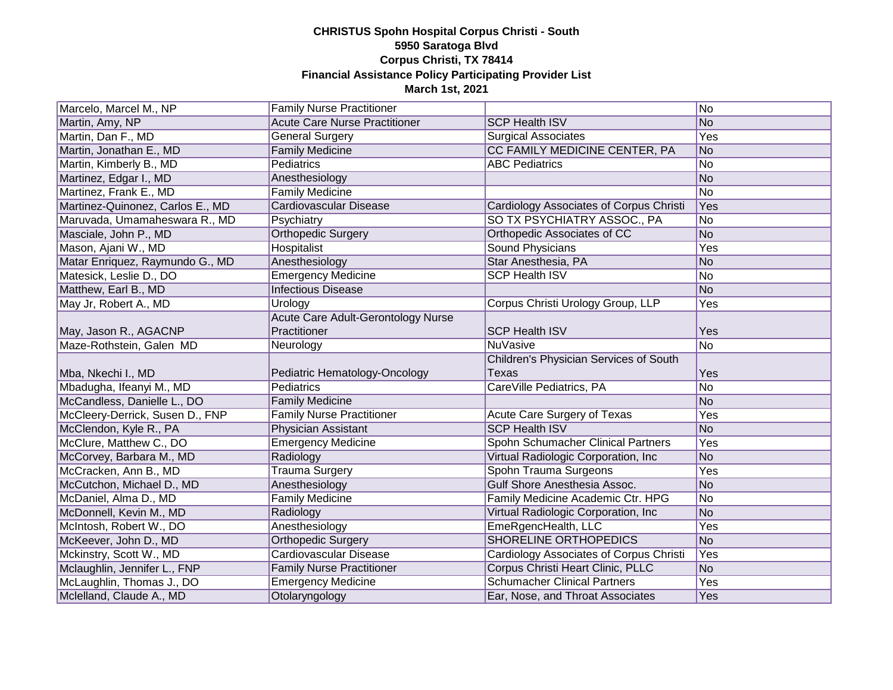**CHRISTUS Spohn Hospital Corpus Christi - South**
**5950 Saratoga Blvd**
**Corpus Christi, TX 78414**
**Financial Assistance Policy Participating Provider List**
**March 1st, 2021**

| | | | |
|---|---|---|---|
| Marcelo, Marcel M., NP | Family Nurse Practitioner | | No |
| Martin, Amy, NP | Acute Care Nurse Practitioner | SCP Health ISV | No |
| Martin, Dan F., MD | General Surgery | Surgical Associates | Yes |
| Martin, Jonathan E., MD | Family Medicine | CC FAMILY MEDICINE CENTER, PA | No |
| Martin, Kimberly B., MD | Pediatrics | ABC Pediatrics | No |
| Martinez, Edgar I., MD | Anesthesiology | | No |
| Martinez, Frank E., MD | Family Medicine | | No |
| Martinez-Quinonez, Carlos E., MD | Cardiovascular Disease | Cardiology Associates of Corpus Christi | Yes |
| Maruvada, Umamaheswara R., MD | Psychiatry | SO TX PSYCHIATRY ASSOC., PA | No |
| Masciale, John P., MD | Orthopedic Surgery | Orthopedic Associates of CC | No |
| Mason, Ajani W., MD | Hospitalist | Sound Physicians | Yes |
| Matar Enriquez, Raymundo G., MD | Anesthesiology | Star Anesthesia, PA | No |
| Matesick, Leslie D., DO | Emergency Medicine | SCP Health ISV | No |
| Matthew, Earl B., MD | Infectious Disease | | No |
| May Jr, Robert A., MD | Urology | Corpus Christi Urology Group, LLP | Yes |
| May, Jason R., AGACNP | Acute Care Adult-Gerontology Nurse Practitioner | SCP Health ISV | Yes |
| Maze-Rothstein, Galen MD | Neurology | NuVasive | No |
| Mba, Nkechi I., MD | Pediatric Hematology-Oncology | Children's Physician Services of South Texas | Yes |
| Mbadugha, Ifeanyi M., MD | Pediatrics | CareVille Pediatrics, PA | No |
| McCandless, Danielle L., DO | Family Medicine | | No |
| McCleery-Derrick, Susen D., FNP | Family Nurse Practitioner | Acute Care Surgery of Texas | Yes |
| McClendon, Kyle R., PA | Physician Assistant | SCP Health ISV | No |
| McClure, Matthew C., DO | Emergency Medicine | Spohn Schumacher Clinical Partners | Yes |
| McCorvey, Barbara M., MD | Radiology | Virtual Radiologic Corporation, Inc | No |
| McCracken, Ann B., MD | Trauma Surgery | Spohn Trauma Surgeons | Yes |
| McCutchon, Michael D., MD | Anesthesiology | Gulf Shore Anesthesia Assoc. | No |
| McDaniel, Alma D., MD | Family Medicine | Family Medicine Academic Ctr. HPG | No |
| McDonnell, Kevin M., MD | Radiology | Virtual Radiologic Corporation, Inc | No |
| McIntosh, Robert W., DO | Anesthesiology | EmeRgencHealth, LLC | Yes |
| McKeever, John D., MD | Orthopedic Surgery | SHORELINE ORTHOPEDICS | No |
| Mckinstry, Scott W., MD | Cardiovascular Disease | Cardiology Associates of Corpus Christi | Yes |
| Mclaughlin, Jennifer L., FNP | Family Nurse Practitioner | Corpus Christi Heart Clinic, PLLC | No |
| McLaughlin, Thomas J., DO | Emergency Medicine | Schumacher Clinical Partners | Yes |
| Mclelland, Claude A., MD | Otolaryngology | Ear, Nose, and Throat Associates | Yes |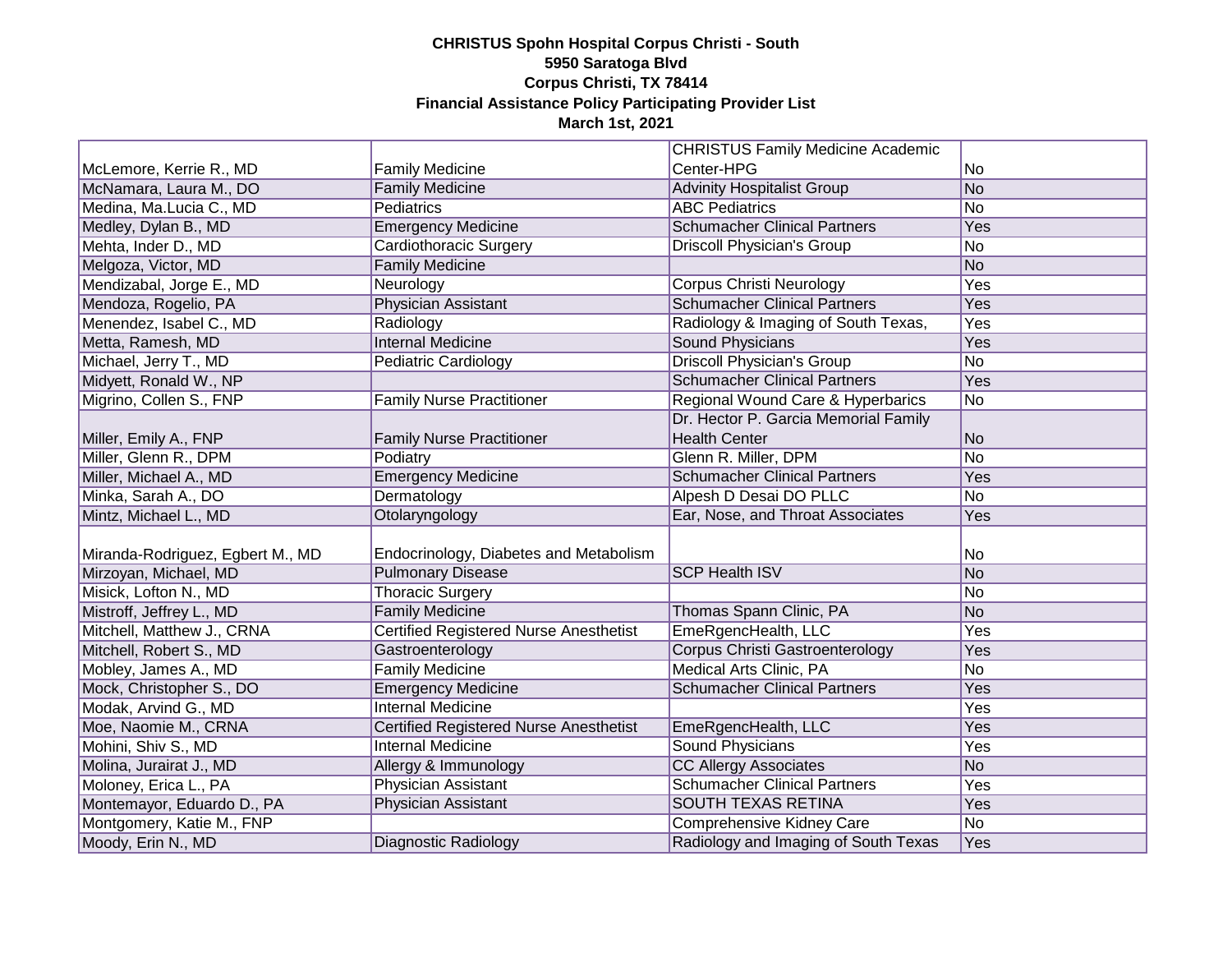**CHRISTUS Spohn Hospital Corpus Christi - South**
**5950 Saratoga Blvd**
**Corpus Christi, TX 78414**
**Financial Assistance Policy Participating Provider List**
**March 1st, 2021**

| | | | |
|---|---|---|---|
| McLemore, Kerrie R., MD | Family Medicine | CHRISTUS Family Medicine Academic Center-HPG | No |
| McNamara, Laura M., DO | Family Medicine | Advinity Hospitalist Group | No |
| Medina, Ma.Lucia C., MD | Pediatrics | ABC Pediatrics | No |
| Medley, Dylan B., MD | Emergency Medicine | Schumacher Clinical Partners | Yes |
| Mehta, Inder D., MD | Cardiothoracic Surgery | Driscoll Physician's Group | No |
| Melgoza, Victor, MD | Family Medicine | | No |
| Mendizabal, Jorge E., MD | Neurology | Corpus Christi Neurology | Yes |
| Mendoza, Rogelio, PA | Physician Assistant | Schumacher Clinical Partners | Yes |
| Menendez, Isabel C., MD | Radiology | Radiology & Imaging of South Texas, | Yes |
| Metta, Ramesh, MD | Internal Medicine | Sound Physicians | Yes |
| Michael, Jerry T., MD | Pediatric Cardiology | Driscoll Physician's Group | No |
| Midyett, Ronald W., NP | | Schumacher Clinical Partners | Yes |
| Migrino, Collen S., FNP | Family Nurse Practitioner | Regional Wound Care & Hyperbarics | No |
| Miller, Emily A., FNP | Family Nurse Practitioner | Dr. Hector P. Garcia Memorial Family Health Center | No |
| Miller, Glenn R., DPM | Podiatry | Glenn R. Miller, DPM | No |
| Miller, Michael A., MD | Emergency Medicine | Schumacher Clinical Partners | Yes |
| Minka, Sarah A., DO | Dermatology | Alpesh D Desai DO PLLC | No |
| Mintz, Michael L., MD | Otolaryngology | Ear, Nose, and Throat Associates | Yes |
| Miranda-Rodriguez, Egbert M., MD | Endocrinology, Diabetes and Metabolism | | No |
| Mirzoyan, Michael, MD | Pulmonary Disease | SCP Health ISV | No |
| Misick, Lofton N., MD | Thoracic Surgery | | No |
| Mistroff, Jeffrey L., MD | Family Medicine | Thomas Spann Clinic, PA | No |
| Mitchell, Matthew J., CRNA | Certified Registered Nurse Anesthetist | EmeRgencHealth, LLC | Yes |
| Mitchell, Robert S., MD | Gastroenterology | Corpus Christi Gastroenterology | Yes |
| Mobley, James A., MD | Family Medicine | Medical Arts Clinic, PA | No |
| Mock, Christopher S., DO | Emergency Medicine | Schumacher Clinical Partners | Yes |
| Modak, Arvind G., MD | Internal Medicine | | Yes |
| Moe, Naomie M., CRNA | Certified Registered Nurse Anesthetist | EmeRgencHealth, LLC | Yes |
| Mohini, Shiv S., MD | Internal Medicine | Sound Physicians | Yes |
| Molina, Jurairat J., MD | Allergy & Immunology | CC Allergy Associates | No |
| Moloney, Erica L., PA | Physician Assistant | Schumacher Clinical Partners | Yes |
| Montemayor, Eduardo D., PA | Physician Assistant | SOUTH TEXAS RETINA | Yes |
| Montgomery, Katie M., FNP | | Comprehensive Kidney Care | No |
| Moody, Erin N., MD | Diagnostic Radiology | Radiology and Imaging of South Texas | Yes |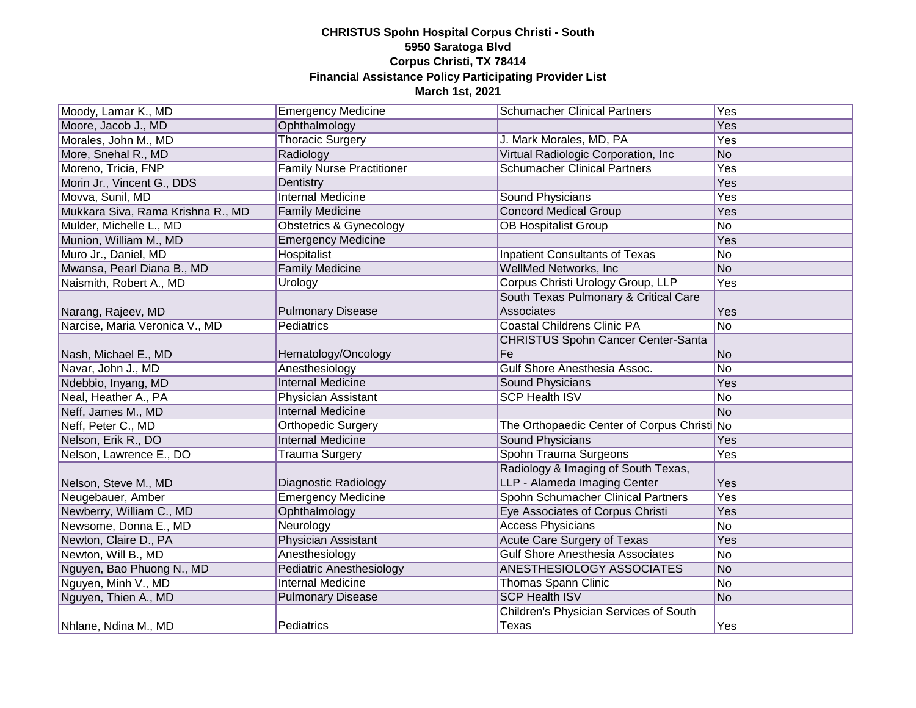**CHRISTUS Spohn Hospital Corpus Christi - South**
**5950 Saratoga Blvd**
**Corpus Christi, TX 78414**
**Financial Assistance Policy Participating Provider List**
**March 1st, 2021**

| | | | |
|---|---|---|---|
| Moody, Lamar K., MD | Emergency Medicine | Schumacher Clinical Partners | Yes |
| Moore, Jacob J., MD | Ophthalmology | | Yes |
| Morales, John M., MD | Thoracic Surgery | J. Mark Morales, MD, PA | Yes |
| More, Snehal R., MD | Radiology | Virtual Radiologic Corporation, Inc | No |
| Moreno, Tricia, FNP | Family Nurse Practitioner | Schumacher Clinical Partners | Yes |
| Morin Jr., Vincent G., DDS | Dentistry | | Yes |
| Movva, Sunil, MD | Internal Medicine | Sound Physicians | Yes |
| Mukkara Siva, Rama Krishna R., MD | Family Medicine | Concord Medical Group | Yes |
| Mulder, Michelle L., MD | Obstetrics & Gynecology | OB Hospitalist Group | No |
| Munion, William M., MD | Emergency Medicine | | Yes |
| Muro Jr., Daniel, MD | Hospitalist | Inpatient Consultants of Texas | No |
| Mwansa, Pearl Diana B., MD | Family Medicine | WellMed Networks, Inc | No |
| Naismith, Robert A., MD | Urology | Corpus Christi Urology Group, LLP | Yes |
| Narang, Rajeev, MD | Pulmonary Disease | South Texas Pulmonary & Critical Care Associates | Yes |
| Narcise, Maria Veronica V., MD | Pediatrics | Coastal Childrens Clinic PA | No |
| Nash, Michael E., MD | Hematology/Oncology | CHRISTUS Spohn Cancer Center-Santa Fe | No |
| Navar, John J., MD | Anesthesiology | Gulf Shore Anesthesia Assoc. | No |
| Ndebbio, Inyang, MD | Internal Medicine | Sound Physicians | Yes |
| Neal, Heather A., PA | Physician Assistant | SCP Health ISV | No |
| Neff, James M., MD | Internal Medicine | | No |
| Neff, Peter C., MD | Orthopedic Surgery | The Orthopaedic Center of Corpus Christi | No |
| Nelson, Erik R., DO | Internal Medicine | Sound Physicians | Yes |
| Nelson, Lawrence E., DO | Trauma Surgery | Spohn Trauma Surgeons | Yes |
| Nelson, Steve M., MD | Diagnostic Radiology | Radiology & Imaging of South Texas, LLP - Alameda Imaging Center | Yes |
| Neugebauer, Amber | Emergency Medicine | Spohn Schumacher Clinical Partners | Yes |
| Newberry, William C., MD | Ophthalmology | Eye Associates of Corpus Christi | Yes |
| Newsome, Donna E., MD | Neurology | Access Physicians | No |
| Newton, Claire D., PA | Physician Assistant | Acute Care Surgery of Texas | Yes |
| Newton, Will B., MD | Anesthesiology | Gulf Shore Anesthesia Associates | No |
| Nguyen, Bao Phuong N., MD | Pediatric Anesthesiology | ANESTHESIOLOGY ASSOCIATES | No |
| Nguyen, Minh V., MD | Internal Medicine | Thomas Spann Clinic | No |
| Nguyen, Thien A., MD | Pulmonary Disease | SCP Health ISV | No |
| Nhlane, Ndina M., MD | Pediatrics | Children's Physician Services of South Texas | Yes |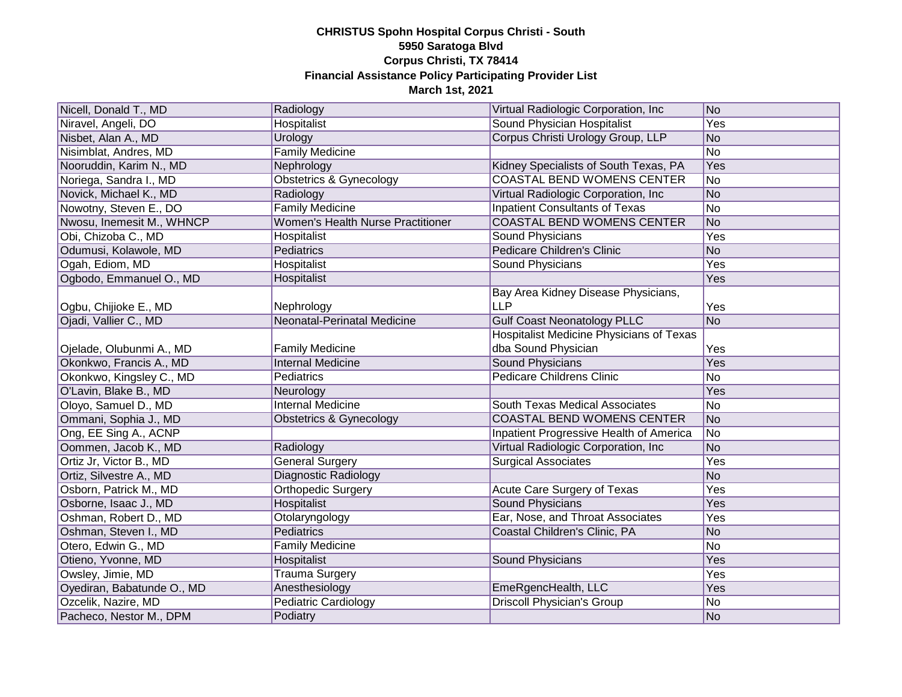**CHRISTUS Spohn Hospital Corpus Christi - South**
**5950 Saratoga Blvd**
**Corpus Christi, TX 78414**
**Financial Assistance Policy Participating Provider List**
**March 1st, 2021**

| | | | |
|---|---|---|---|
| Nicell, Donald T., MD | Radiology | Virtual Radiologic Corporation, Inc | No |
| Niravel, Angeli, DO | Hospitalist | Sound Physician Hospitalist | Yes |
| Nisbet, Alan A., MD | Urology | Corpus Christi Urology Group, LLP | No |
| Nisimblat, Andres, MD | Family Medicine | | No |
| Nooruddin, Karim N., MD | Nephrology | Kidney Specialists of South Texas, PA | Yes |
| Noriega, Sandra I., MD | Obstetrics & Gynecology | COASTAL BEND WOMENS CENTER | No |
| Novick, Michael K., MD | Radiology | Virtual Radiologic Corporation, Inc | No |
| Nowotny, Steven E., DO | Family Medicine | Inpatient Consultants of Texas | No |
| Nwosu, Inemesit M., WHNCP | Women's Health Nurse Practitioner | COASTAL BEND WOMENS CENTER | No |
| Obi, Chizoba C., MD | Hospitalist | Sound Physicians | Yes |
| Odumusi, Kolawole, MD | Pediatrics | Pedicare Children's Clinic | No |
| Ogah, Ediom, MD | Hospitalist | Sound Physicians | Yes |
| Ogbodo, Emmanuel O., MD | Hospitalist | | Yes |
| Ogbu, Chijioke E., MD | Nephrology | Bay Area Kidney Disease Physicians, LLP | Yes |
| Ojadi, Vallier C., MD | Neonatal-Perinatal Medicine | Gulf Coast Neonatology PLLC | No |
| Ojelade, Olubunmi A., MD | Family Medicine | Hospitalist Medicine Physicians of Texas dba Sound Physician | Yes |
| Okonkwo, Francis A., MD | Internal Medicine | Sound Physicians | Yes |
| Okonkwo, Kingsley C., MD | Pediatrics | Pedicare Childrens Clinic | No |
| O'Lavin, Blake B., MD | Neurology | | Yes |
| Oloyo, Samuel D., MD | Internal Medicine | South Texas Medical Associates | No |
| Ommani, Sophia J., MD | Obstetrics & Gynecology | COASTAL BEND WOMENS CENTER | No |
| Ong, EE Sing A., ACNP | | Inpatient Progressive Health of America | No |
| Oommen, Jacob K., MD | Radiology | Virtual Radiologic Corporation, Inc | No |
| Ortiz Jr, Victor B., MD | General Surgery | Surgical Associates | Yes |
| Ortiz, Silvestre A., MD | Diagnostic Radiology | | No |
| Osborn, Patrick M., MD | Orthopedic Surgery | Acute Care Surgery of Texas | Yes |
| Osborne, Isaac J., MD | Hospitalist | Sound Physicians | Yes |
| Oshman, Robert D., MD | Otolaryngology | Ear, Nose, and Throat Associates | Yes |
| Oshman, Steven I., MD | Pediatrics | Coastal Children's Clinic, PA | No |
| Otero, Edwin G., MD | Family Medicine | | No |
| Otieno, Yvonne, MD | Hospitalist | Sound Physicians | Yes |
| Owsley, Jimie, MD | Trauma Surgery | | Yes |
| Oyediran, Babatunde O., MD | Anesthesiology | EmeRgencHealth, LLC | Yes |
| Ozcelik, Nazire, MD | Pediatric Cardiology | Driscoll Physician's Group | No |
| Pacheco, Nestor M., DPM | Podiatry | | No |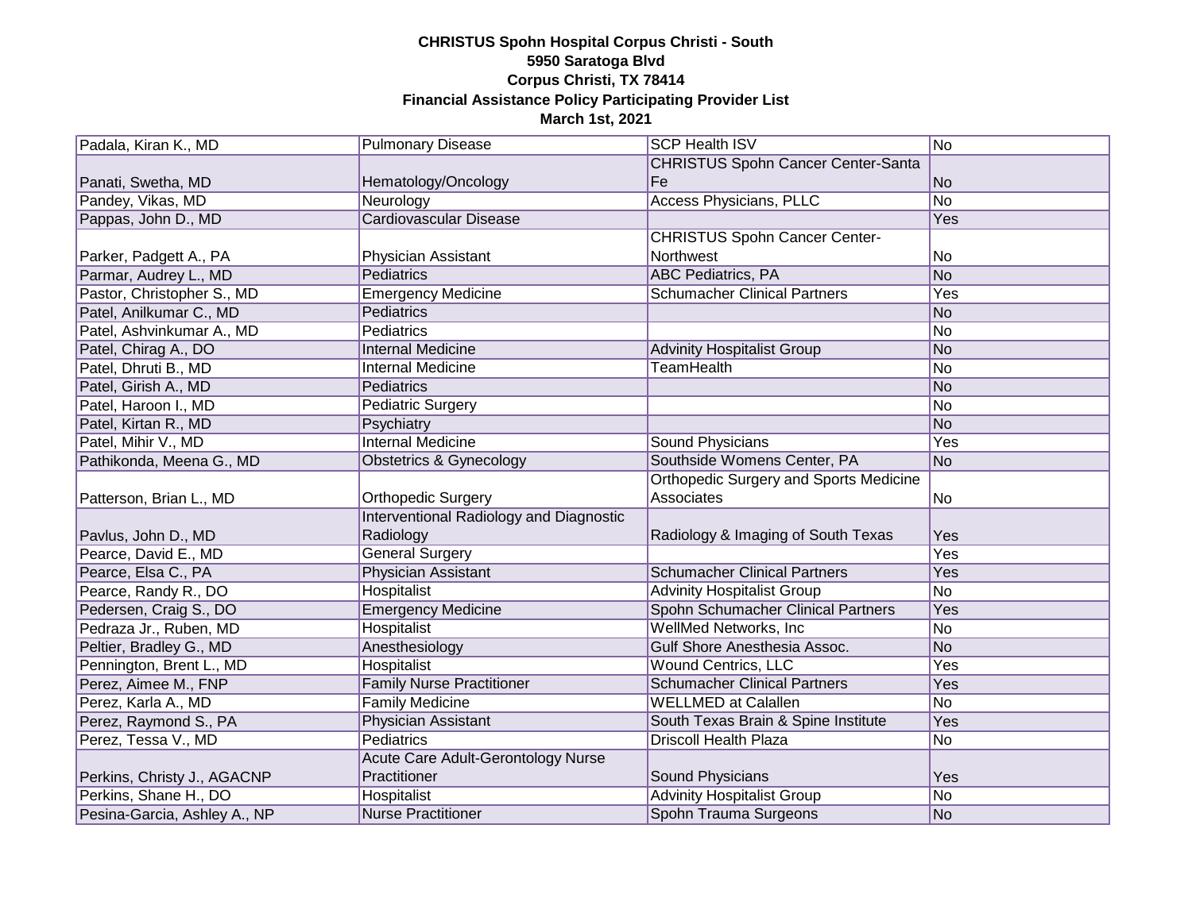**CHRISTUS Spohn Hospital Corpus Christi - South**
**5950 Saratoga Blvd**
**Corpus Christi, TX 78414**
**Financial Assistance Policy Participating Provider List**
**March 1st, 2021**

| | | | |
|---|---|---|---|
| Padala, Kiran K., MD | Pulmonary Disease | SCP Health ISV | No |
| Panati, Swetha, MD | Hematology/Oncology | CHRISTUS Spohn Cancer Center-Santa Fe | No |
| Pandey, Vikas, MD | Neurology | Access Physicians, PLLC | No |
| Pappas, John D., MD | Cardiovascular Disease | | Yes |
| Parker, Padgett A., PA | Physician Assistant | CHRISTUS Spohn Cancer Center-Northwest | No |
| Parmar, Audrey L., MD | Pediatrics | ABC Pediatrics, PA | No |
| Pastor, Christopher S., MD | Emergency Medicine | Schumacher Clinical Partners | Yes |
| Patel, Anilkumar C., MD | Pediatrics | | No |
| Patel, Ashvinkumar A., MD | Pediatrics | | No |
| Patel, Chirag A., DO | Internal Medicine | Advinity Hospitalist Group | No |
| Patel, Dhruti B., MD | Internal Medicine | TeamHealth | No |
| Patel, Girish A., MD | Pediatrics | | No |
| Patel, Haroon I., MD | Pediatric Surgery | | No |
| Patel, Kirtan R., MD | Psychiatry | | No |
| Patel, Mihir V., MD | Internal Medicine | Sound Physicians | Yes |
| Pathikonda, Meena G., MD | Obstetrics & Gynecology | Southside Womens Center, PA | No |
| Patterson, Brian L., MD | Orthopedic Surgery | Orthopedic Surgery and Sports Medicine Associates | No |
| Pavlus, John D., MD | Interventional Radiology and Diagnostic Radiology | Radiology & Imaging of South Texas | Yes |
| Pearce, David E., MD | General Surgery | | Yes |
| Pearce, Elsa C., PA | Physician Assistant | Schumacher Clinical Partners | Yes |
| Pearce, Randy R., DO | Hospitalist | Advinity Hospitalist Group | No |
| Pedersen, Craig S., DO | Emergency Medicine | Spohn Schumacher Clinical Partners | Yes |
| Pedraza Jr., Ruben, MD | Hospitalist | WellMed Networks, Inc | No |
| Peltier, Bradley G., MD | Anesthesiology | Gulf Shore Anesthesia Assoc. | No |
| Pennington, Brent L., MD | Hospitalist | Wound Centrics, LLC | Yes |
| Perez, Aimee M., FNP | Family Nurse Practitioner | Schumacher Clinical Partners | Yes |
| Perez, Karla A., MD | Family Medicine | WELLMED at Calallen | No |
| Perez, Raymond S., PA | Physician Assistant | South Texas Brain & Spine Institute | Yes |
| Perez, Tessa V., MD | Pediatrics | Driscoll Health Plaza | No |
| Perkins, Christy J., AGACNP | Acute Care Adult-Gerontology Nurse Practitioner | Sound Physicians | Yes |
| Perkins, Shane H., DO | Hospitalist | Advinity Hospitalist Group | No |
| Pesina-Garcia, Ashley A., NP | Nurse Practitioner | Spohn Trauma Surgeons | No |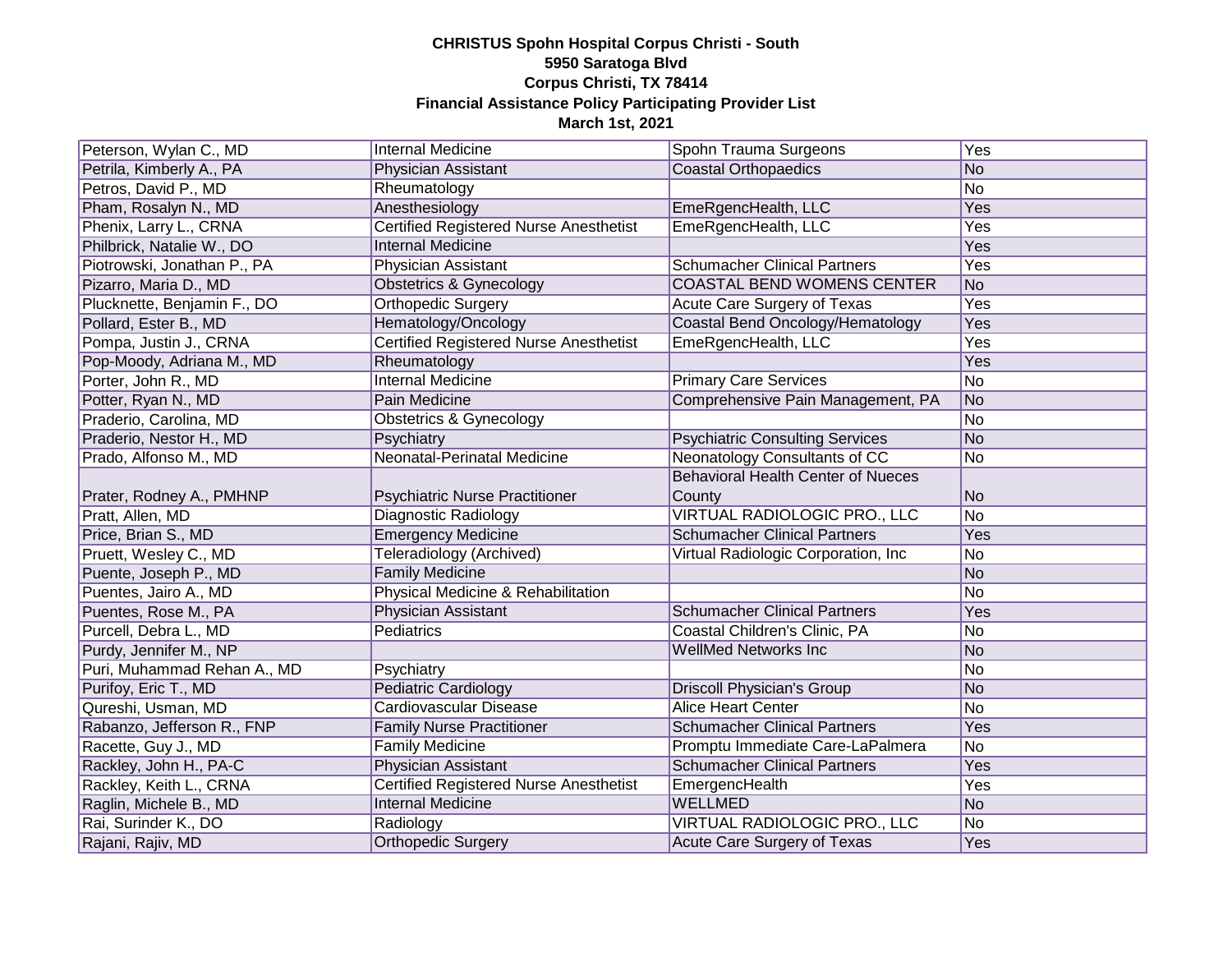**CHRISTUS Spohn Hospital Corpus Christi - South**
**5950 Saratoga Blvd**
**Corpus Christi, TX 78414**
**Financial Assistance Policy Participating Provider List**
**March 1st, 2021**

| | | | |
|---|---|---|---|
| Peterson, Wylan C., MD | Internal Medicine | Spohn Trauma Surgeons | Yes |
| Petrila, Kimberly A., PA | Physician Assistant | Coastal Orthopaedics | No |
| Petros, David P., MD | Rheumatology | | No |
| Pham, Rosalyn N., MD | Anesthesiology | EmeRgencHealth, LLC | Yes |
| Phenix, Larry L., CRNA | Certified Registered Nurse Anesthetist | EmeRgencHealth, LLC | Yes |
| Philbrick, Natalie W., DO | Internal Medicine | | Yes |
| Piotrowski, Jonathan P., PA | Physician Assistant | Schumacher Clinical Partners | Yes |
| Pizarro, Maria D., MD | Obstetrics & Gynecology | COASTAL BEND WOMENS CENTER | No |
| Plucknette, Benjamin F., DO | Orthopedic Surgery | Acute Care Surgery of Texas | Yes |
| Pollard, Ester B., MD | Hematology/Oncology | Coastal Bend Oncology/Hematology | Yes |
| Pompa, Justin J., CRNA | Certified Registered Nurse Anesthetist | EmeRgencHealth, LLC | Yes |
| Pop-Moody, Adriana M., MD | Rheumatology | | Yes |
| Porter, John R., MD | Internal Medicine | Primary Care Services | No |
| Potter, Ryan N., MD | Pain Medicine | Comprehensive Pain Management, PA | No |
| Praderio, Carolina, MD | Obstetrics & Gynecology | | No |
| Praderio, Nestor H., MD | Psychiatry | Psychiatric Consulting Services | No |
| Prado, Alfonso M., MD | Neonatal-Perinatal Medicine | Neonatology Consultants of CC | No |
| Prater, Rodney A., PMHNP | Psychiatric Nurse Practitioner | Behavioral Health Center of Nueces County | No |
| Pratt, Allen, MD | Diagnostic Radiology | VIRTUAL RADIOLOGIC PRO., LLC | No |
| Price, Brian S., MD | Emergency Medicine | Schumacher Clinical Partners | Yes |
| Pruett, Wesley C., MD | Teleradiology (Archived) | Virtual Radiologic Corporation, Inc | No |
| Puente, Joseph P., MD | Family Medicine | | No |
| Puentes, Jairo A., MD | Physical Medicine & Rehabilitation | | No |
| Puentes, Rose M., PA | Physician Assistant | Schumacher Clinical Partners | Yes |
| Purcell, Debra L., MD | Pediatrics | Coastal Children's Clinic, PA | No |
| Purdy, Jennifer M., NP | | WellMed Networks Inc | No |
| Puri, Muhammad Rehan A., MD | Psychiatry | | No |
| Purifoy, Eric T., MD | Pediatric Cardiology | Driscoll Physician's Group | No |
| Qureshi, Usman, MD | Cardiovascular Disease | Alice Heart Center | No |
| Rabanzo, Jefferson R., FNP | Family Nurse Practitioner | Schumacher Clinical Partners | Yes |
| Racette, Guy J., MD | Family Medicine | Promptu Immediate Care-LaPalmera | No |
| Rackley, John H., PA-C | Physician Assistant | Schumacher Clinical Partners | Yes |
| Rackley, Keith L., CRNA | Certified Registered Nurse Anesthetist | EmergencHealth | Yes |
| Raglin, Michele B., MD | Internal Medicine | WELLMED | No |
| Rai, Surinder K., DO | Radiology | VIRTUAL RADIOLOGIC PRO., LLC | No |
| Rajani, Rajiv, MD | Orthopedic Surgery | Acute Care Surgery of Texas | Yes |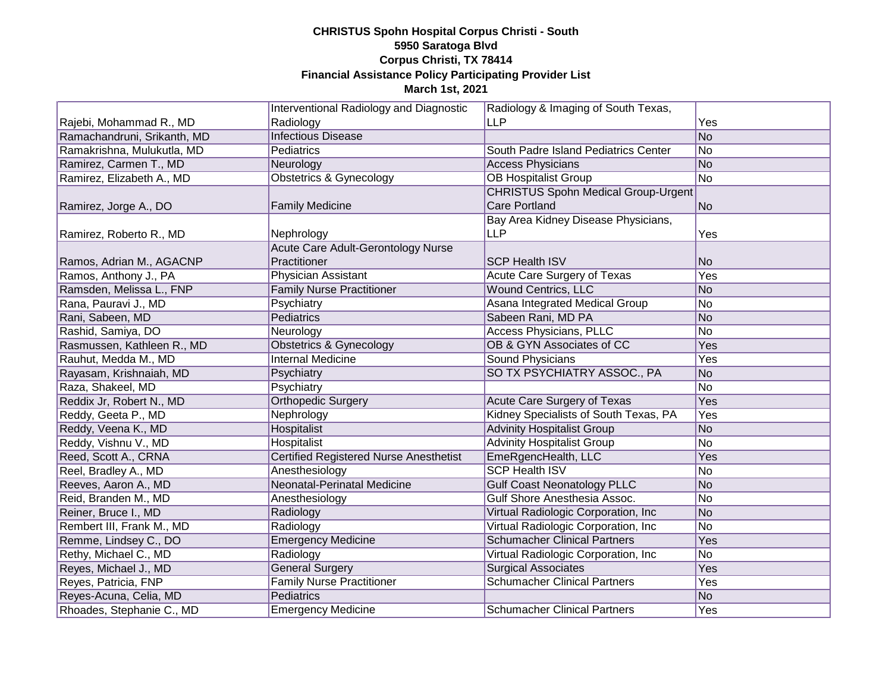**CHRISTUS Spohn Hospital Corpus Christi - South**
**5950 Saratoga Blvd**
**Corpus Christi, TX 78414**
**Financial Assistance Policy Participating Provider List**
**March 1st, 2021**

| | | | |
|---|---|---|---|
| Rajebi, Mohammad R., MD | Interventional Radiology and Diagnostic Radiology | Radiology & Imaging of South Texas, LLP | Yes |
| Ramachandruni, Srikanth, MD | Infectious Disease | | No |
| Ramakrishna, Mulukutla, MD | Pediatrics | South Padre Island Pediatrics Center | No |
| Ramirez, Carmen T., MD | Neurology | Access Physicians | No |
| Ramirez, Elizabeth A., MD | Obstetrics & Gynecology | OB Hospitalist Group | No |
| Ramirez, Jorge A., DO | Family Medicine | CHRISTUS Spohn Medical Group-Urgent Care Portland | No |
| Ramirez, Roberto R., MD | Nephrology | Bay Area Kidney Disease Physicians, LLP | Yes |
| Ramos, Adrian M., AGACNP | Acute Care Adult-Gerontology Nurse Practitioner | SCP Health ISV | No |
| Ramos, Anthony J., PA | Physician Assistant | Acute Care Surgery of Texas | Yes |
| Ramsden, Melissa L., FNP | Family Nurse Practitioner | Wound Centrics, LLC | No |
| Rana, Pauravi J., MD | Psychiatry | Asana Integrated Medical Group | No |
| Rani, Sabeen, MD | Pediatrics | Sabeen Rani, MD PA | No |
| Rashid, Samiya, DO | Neurology | Access Physicians, PLLC | No |
| Rasmussen, Kathleen R., MD | Obstetrics & Gynecology | OB & GYN Associates of CC | Yes |
| Rauhut, Medda M., MD | Internal Medicine | Sound Physicians | Yes |
| Rayasam, Krishnaiah, MD | Psychiatry | SO TX PSYCHIATRY ASSOC., PA | No |
| Raza, Shakeel, MD | Psychiatry | | No |
| Reddix Jr, Robert N., MD | Orthopedic Surgery | Acute Care Surgery of Texas | Yes |
| Reddy, Geeta P., MD | Nephrology | Kidney Specialists of South Texas, PA | Yes |
| Reddy, Veena K., MD | Hospitalist | Advinity Hospitalist Group | No |
| Reddy, Vishnu V., MD | Hospitalist | Advinity Hospitalist Group | No |
| Reed, Scott A., CRNA | Certified Registered Nurse Anesthetist | EmeRgencHealth, LLC | Yes |
| Reel, Bradley A., MD | Anesthesiology | SCP Health ISV | No |
| Reeves, Aaron A., MD | Neonatal-Perinatal Medicine | Gulf Coast Neonatology PLLC | No |
| Reid, Branden M., MD | Anesthesiology | Gulf Shore Anesthesia Assoc. | No |
| Reiner, Bruce I., MD | Radiology | Virtual Radiologic Corporation, Inc | No |
| Rembert III, Frank M., MD | Radiology | Virtual Radiologic Corporation, Inc | No |
| Remme, Lindsey C., DO | Emergency Medicine | Schumacher Clinical Partners | Yes |
| Rethy, Michael C., MD | Radiology | Virtual Radiologic Corporation, Inc | No |
| Reyes, Michael J., MD | General Surgery | Surgical Associates | Yes |
| Reyes, Patricia, FNP | Family Nurse Practitioner | Schumacher Clinical Partners | Yes |
| Reyes-Acuna, Celia, MD | Pediatrics | | No |
| Rhoades, Stephanie C., MD | Emergency Medicine | Schumacher Clinical Partners | Yes |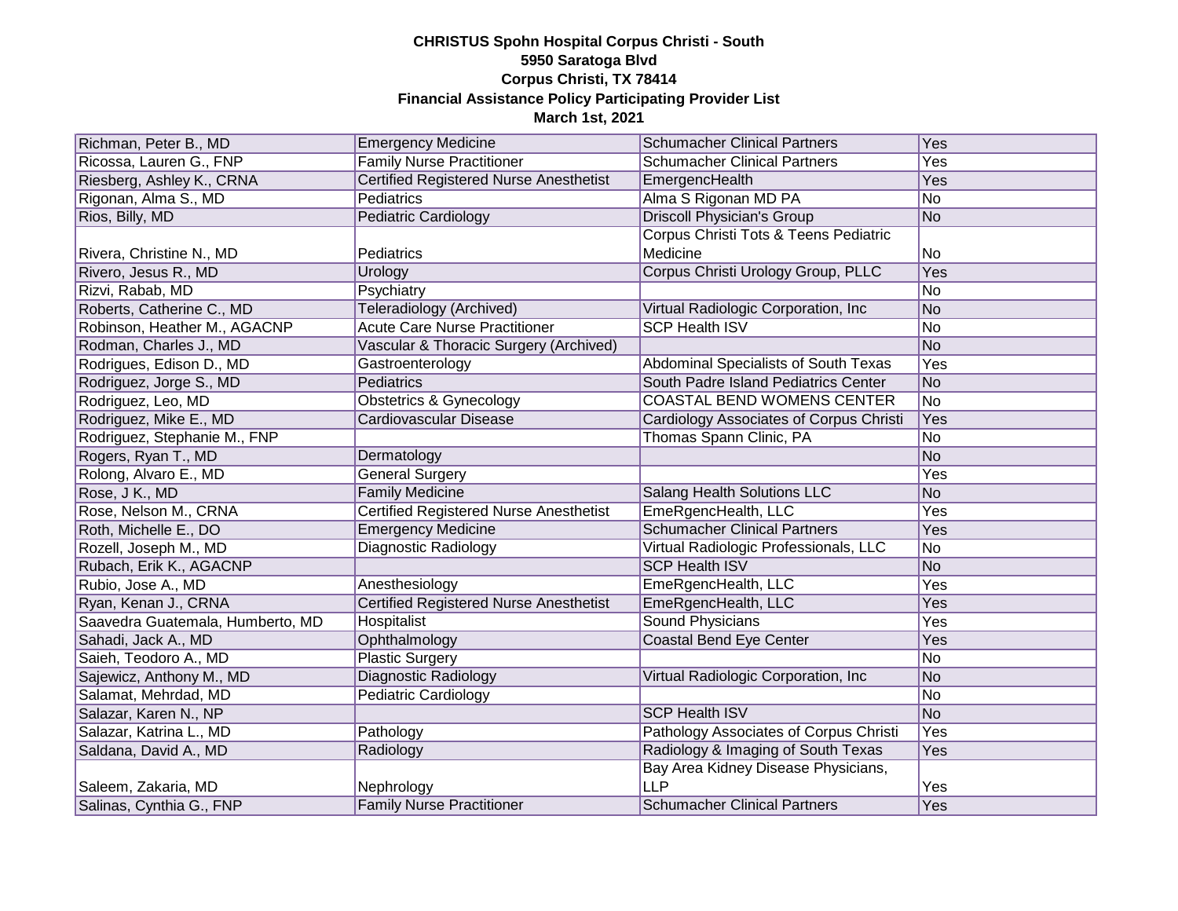**CHRISTUS Spohn Hospital Corpus Christi - South**
**5950 Saratoga Blvd**
**Corpus Christi, TX 78414**
**Financial Assistance Policy Participating Provider List**
**March 1st, 2021**

| | | | |
|---|---|---|---|
| Richman, Peter B., MD | Emergency Medicine | Schumacher Clinical Partners | Yes |
| Ricossa, Lauren G., FNP | Family Nurse Practitioner | Schumacher Clinical Partners | Yes |
| Riesberg, Ashley K., CRNA | Certified Registered Nurse Anesthetist | EmergencHealth | Yes |
| Rigonan, Alma S., MD | Pediatrics | Alma S Rigonan MD PA | No |
| Rios, Billy, MD | Pediatric Cardiology | Driscoll Physician's Group | No |
| Rivera, Christine N., MD | Pediatrics | Corpus Christi Tots & Teens Pediatric Medicine | No |
| Rivero, Jesus R., MD | Urology | Corpus Christi Urology Group, PLLC | Yes |
| Rizvi, Rabab, MD | Psychiatry | | No |
| Roberts, Catherine C., MD | Teleradiology (Archived) | Virtual Radiologic Corporation, Inc | No |
| Robinson, Heather M., AGACNP | Acute Care Nurse Practitioner | SCP Health ISV | No |
| Rodman, Charles J., MD | Vascular & Thoracic Surgery (Archived) | | No |
| Rodrigues, Edison D., MD | Gastroenterology | Abdominal Specialists of South Texas | Yes |
| Rodriguez, Jorge S., MD | Pediatrics | South Padre Island Pediatrics Center | No |
| Rodriguez, Leo, MD | Obstetrics & Gynecology | COASTAL BEND WOMENS CENTER | No |
| Rodriguez, Mike E., MD | Cardiovascular Disease | Cardiology Associates of Corpus Christi | Yes |
| Rodriguez, Stephanie M., FNP | | Thomas Spann Clinic, PA | No |
| Rogers, Ryan T., MD | Dermatology | | No |
| Rolong, Alvaro E., MD | General Surgery | | Yes |
| Rose, J K., MD | Family Medicine | Salang Health Solutions LLC | No |
| Rose, Nelson M., CRNA | Certified Registered Nurse Anesthetist | EmeRgencHealth, LLC | Yes |
| Roth, Michelle E., DO | Emergency Medicine | Schumacher Clinical Partners | Yes |
| Rozell, Joseph M., MD | Diagnostic Radiology | Virtual Radiologic Professionals, LLC | No |
| Rubach, Erik K., AGACNP | | SCP Health ISV | No |
| Rubio, Jose A., MD | Anesthesiology | EmeRgencHealth, LLC | Yes |
| Ryan, Kenan J., CRNA | Certified Registered Nurse Anesthetist | EmeRgencHealth, LLC | Yes |
| Saavedra Guatemala, Humberto, MD | Hospitalist | Sound Physicians | Yes |
| Sahadi, Jack A., MD | Ophthalmology | Coastal Bend Eye Center | Yes |
| Saieh, Teodoro A., MD | Plastic Surgery | | No |
| Sajewicz, Anthony M., MD | Diagnostic Radiology | Virtual Radiologic Corporation, Inc | No |
| Salamat, Mehrdad, MD | Pediatric Cardiology | | No |
| Salazar, Karen N., NP | | SCP Health ISV | No |
| Salazar, Katrina L., MD | Pathology | Pathology Associates of Corpus Christi | Yes |
| Saldana, David A., MD | Radiology | Radiology & Imaging of South Texas | Yes |
| Saleem, Zakaria, MD | Nephrology | Bay Area Kidney Disease Physicians, LLP | Yes |
| Salinas, Cynthia G., FNP | Family Nurse Practitioner | Schumacher Clinical Partners | Yes |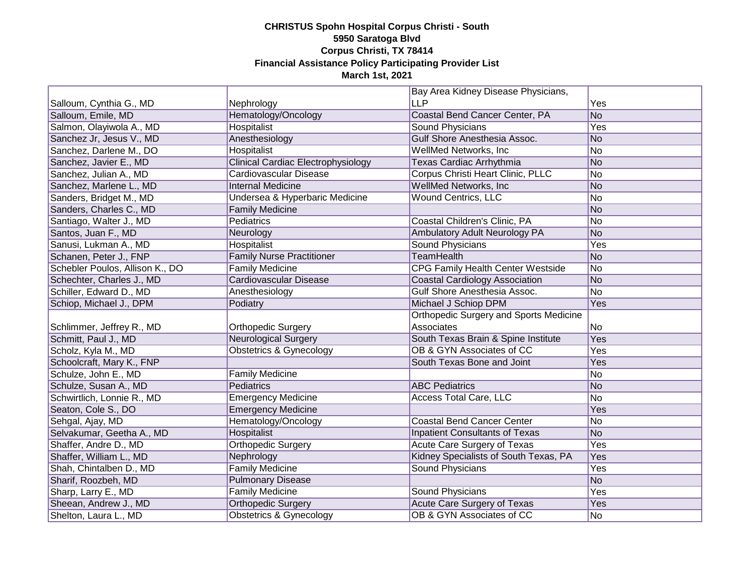**CHRISTUS Spohn Hospital Corpus Christi - South**
**5950 Saratoga Blvd**
**Corpus Christi, TX 78414**
**Financial Assistance Policy Participating Provider List**
**March 1st, 2021**

| | | | |
|---|---|---|---|
| Salloum, Cynthia G., MD | Nephrology | Bay Area Kidney Disease Physicians, LLP | Yes |
| Salloum, Emile, MD | Hematology/Oncology | Coastal Bend Cancer Center, PA | No |
| Salmon, Olayiwola A., MD | Hospitalist | Sound Physicians | Yes |
| Sanchez Jr, Jesus V., MD | Anesthesiology | Gulf Shore Anesthesia Assoc. | No |
| Sanchez, Darlene M., DO | Hospitalist | WellMed Networks, Inc | No |
| Sanchez, Javier E., MD | Clinical Cardiac Electrophysiology | Texas Cardiac Arrhythmia | No |
| Sanchez, Julian A., MD | Cardiovascular Disease | Corpus Christi Heart Clinic, PLLC | No |
| Sanchez, Marlene L., MD | Internal Medicine | WellMed Networks, Inc | No |
| Sanders, Bridget M., MD | Undersea & Hyperbaric Medicine | Wound Centrics, LLC | No |
| Sanders, Charles C., MD | Family Medicine | | No |
| Santiago, Walter J., MD | Pediatrics | Coastal Children's Clinic, PA | No |
| Santos, Juan F., MD | Neurology | Ambulatory Adult Neurology PA | No |
| Sanusi, Lukman A., MD | Hospitalist | Sound Physicians | Yes |
| Schanen, Peter J., FNP | Family Nurse Practitioner | TeamHealth | No |
| Schebler Poulos, Allison K., DO | Family Medicine | CPG Family Health Center Westside | No |
| Schechter, Charles J., MD | Cardiovascular Disease | Coastal Cardiology Association | No |
| Schiller, Edward D., MD | Anesthesiology | Gulf Shore Anesthesia Assoc. | No |
| Schiop, Michael J., DPM | Podiatry | Michael J Schiop DPM | Yes |
| Schlimmer, Jeffrey R., MD | Orthopedic Surgery | Orthopedic Surgery and Sports Medicine Associates | No |
| Schmitt, Paul J., MD | Neurological Surgery | South Texas Brain & Spine Institute | Yes |
| Scholz, Kyla M., MD | Obstetrics & Gynecology | OB & GYN Associates of CC | Yes |
| Schoolcraft, Mary K., FNP | | South Texas Bone and Joint | Yes |
| Schulze, John E., MD | Family Medicine | | No |
| Schulze, Susan A., MD | Pediatrics | ABC Pediatrics | No |
| Schwirtlich, Lonnie R., MD | Emergency Medicine | Access Total Care, LLC | No |
| Seaton, Cole S., DO | Emergency Medicine | | Yes |
| Sehgal, Ajay, MD | Hematology/Oncology | Coastal Bend Cancer Center | No |
| Selvakumar, Geetha A., MD | Hospitalist | Inpatient Consultants of Texas | No |
| Shaffer, Andre D., MD | Orthopedic Surgery | Acute Care Surgery of Texas | Yes |
| Shaffer, William L., MD | Nephrology | Kidney Specialists of South Texas, PA | Yes |
| Shah, Chintalben D., MD | Family Medicine | Sound Physicians | Yes |
| Sharif, Roozbeh, MD | Pulmonary Disease | | No |
| Sharp, Larry E., MD | Family Medicine | Sound Physicians | Yes |
| Sheean, Andrew J., MD | Orthopedic Surgery | Acute Care Surgery of Texas | Yes |
| Shelton, Laura L., MD | Obstetrics & Gynecology | OB & GYN Associates of CC | No |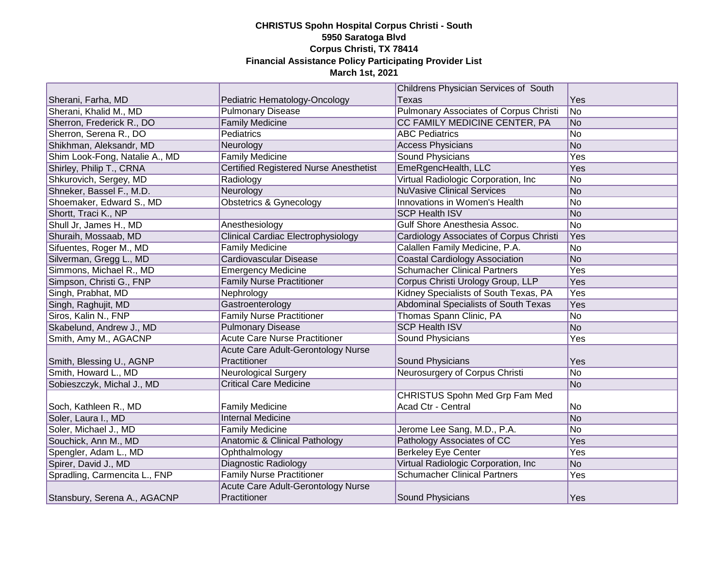**CHRISTUS Spohn Hospital Corpus Christi - South**
**5950 Saratoga Blvd**
**Corpus Christi, TX 78414**
**Financial Assistance Policy Participating Provider List**
**March 1st, 2021**

| | | | |
|---|---|---|---|
| Sherani, Farha, MD | Pediatric Hematology-Oncology | Childrens Physician Services of South Texas | Yes |
| Sherani, Khalid M., MD | Pulmonary Disease | Pulmonary Associates of Corpus Christi | No |
| Sherron, Frederick R., DO | Family Medicine | CC FAMILY MEDICINE CENTER, PA | No |
| Sherron, Serena R., DO | Pediatrics | ABC Pediatrics | No |
| Shikhman, Aleksandr, MD | Neurology | Access Physicians | No |
| Shim Look-Fong, Natalie A., MD | Family Medicine | Sound Physicians | Yes |
| Shirley, Philip T., CRNA | Certified Registered Nurse Anesthetist | EmeRgencHealth, LLC | Yes |
| Shkurovich, Sergey, MD | Radiology | Virtual Radiologic Corporation, Inc | No |
| Shneker, Bassel F., M.D. | Neurology | NuVasive Clinical Services | No |
| Shoemaker, Edward S., MD | Obstetrics & Gynecology | Innovations in Women's Health | No |
| Shortt, Traci K., NP | | SCP Health ISV | No |
| Shull Jr, James H., MD | Anesthesiology | Gulf Shore Anesthesia Assoc. | No |
| Shuraih, Mossaab, MD | Clinical Cardiac Electrophysiology | Cardiology Associates of Corpus Christi | Yes |
| Sifuentes, Roger M., MD | Family Medicine | Calallen Family Medicine, P.A. | No |
| Silverman, Gregg L., MD | Cardiovascular Disease | Coastal Cardiology Association | No |
| Simmons, Michael R., MD | Emergency Medicine | Schumacher Clinical Partners | Yes |
| Simpson, Christi G., FNP | Family Nurse Practitioner | Corpus Christi Urology Group, LLP | Yes |
| Singh, Prabhat, MD | Nephrology | Kidney Specialists of South Texas, PA | Yes |
| Singh, Raghujit, MD | Gastroenterology | Abdominal Specialists of South Texas | Yes |
| Siros, Kalin N., FNP | Family Nurse Practitioner | Thomas Spann Clinic, PA | No |
| Skabelund, Andrew J., MD | Pulmonary Disease | SCP Health ISV | No |
| Smith, Amy M., AGACNP | Acute Care Nurse Practitioner | Sound Physicians | Yes |
| Smith, Blessing U., AGNP | Acute Care Adult-Gerontology Nurse Practitioner | Sound Physicians | Yes |
| Smith, Howard L., MD | Neurological Surgery | Neurosurgery of Corpus Christi | No |
| Sobieszczyk, Michal J., MD | Critical Care Medicine | | No |
| Soch, Kathleen R., MD | Family Medicine | CHRISTUS Spohn Med Grp Fam Med Acad Ctr - Central | No |
| Soler, Laura I., MD | Internal Medicine | | No |
| Soler, Michael J., MD | Family Medicine | Jerome Lee Sang, M.D., P.A. | No |
| Souchick, Ann M., MD | Anatomic & Clinical Pathology | Pathology Associates of CC | Yes |
| Spengler, Adam L., MD | Ophthalmology | Berkeley Eye Center | Yes |
| Spirer, David J., MD | Diagnostic Radiology | Virtual Radiologic Corporation, Inc | No |
| Spradling, Carmencita L., FNP | Family Nurse Practitioner | Schumacher Clinical Partners | Yes |
| Stansbury, Serena A., AGACNP | Acute Care Adult-Gerontology Nurse Practitioner | Sound Physicians | Yes |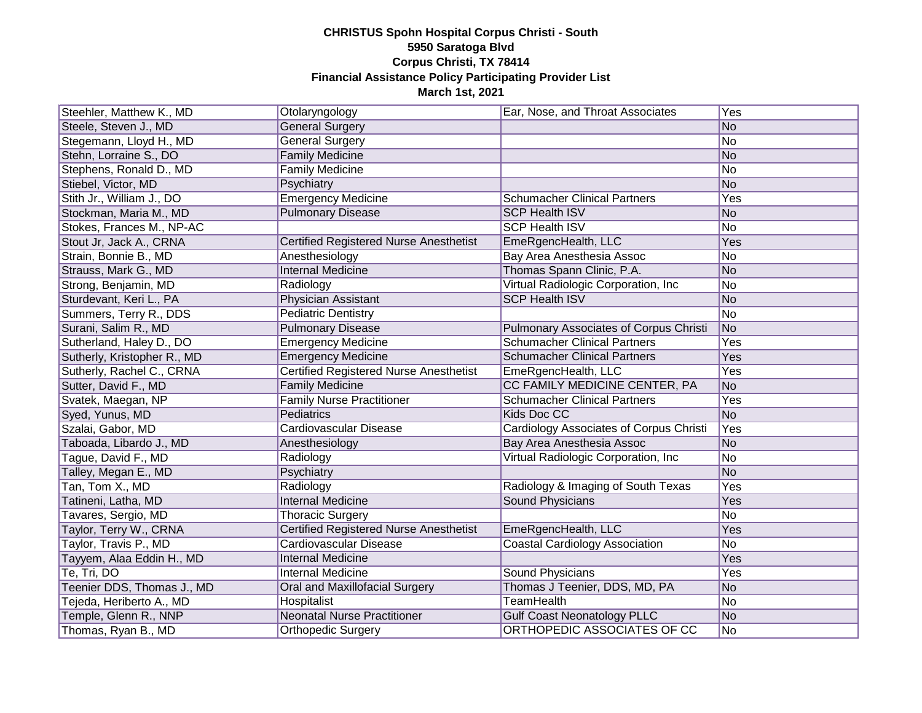**CHRISTUS Spohn Hospital Corpus Christi - South**
**5950 Saratoga Blvd**
**Corpus Christi, TX 78414**
**Financial Assistance Policy Participating Provider List**
**March 1st, 2021**

| | | | |
|---|---|---|---|
| Steehler, Matthew K., MD | Otolaryngology | Ear, Nose, and Throat Associates | Yes |
| Steele, Steven J., MD | General Surgery | | No |
| Stegemann, Lloyd H., MD | General Surgery | | No |
| Stehn, Lorraine S., DO | Family Medicine | | No |
| Stephens, Ronald D., MD | Family Medicine | | No |
| Stiebel, Victor, MD | Psychiatry | | No |
| Stith Jr., William J., DO | Emergency Medicine | Schumacher Clinical Partners | Yes |
| Stockman, Maria M., MD | Pulmonary Disease | SCP Health ISV | No |
| Stokes, Frances M., NP-AC | | SCP Health ISV | No |
| Stout Jr, Jack A., CRNA | Certified Registered Nurse Anesthetist | EmeRgencHealth, LLC | Yes |
| Strain, Bonnie B., MD | Anesthesiology | Bay Area Anesthesia Assoc | No |
| Strauss, Mark G., MD | Internal Medicine | Thomas Spann Clinic, P.A. | No |
| Strong, Benjamin, MD | Radiology | Virtual Radiologic Corporation, Inc | No |
| Sturdevant, Keri L., PA | Physician Assistant | SCP Health ISV | No |
| Summers, Terry R., DDS | Pediatric Dentistry | | No |
| Surani, Salim R., MD | Pulmonary Disease | Pulmonary Associates of Corpus Christi | No |
| Sutherland, Haley D., DO | Emergency Medicine | Schumacher Clinical Partners | Yes |
| Sutherly, Kristopher R., MD | Emergency Medicine | Schumacher Clinical Partners | Yes |
| Sutherly, Rachel C., CRNA | Certified Registered Nurse Anesthetist | EmeRgencHealth, LLC | Yes |
| Sutter, David F., MD | Family Medicine | CC FAMILY MEDICINE CENTER, PA | No |
| Svatek, Maegan, NP | Family Nurse Practitioner | Schumacher Clinical Partners | Yes |
| Syed, Yunus, MD | Pediatrics | Kids Doc CC | No |
| Szalai, Gabor, MD | Cardiovascular Disease | Cardiology Associates of Corpus Christi | Yes |
| Taboada, Libardo J., MD | Anesthesiology | Bay Area Anesthesia Assoc | No |
| Tague, David F., MD | Radiology | Virtual Radiologic Corporation, Inc | No |
| Talley, Megan E., MD | Psychiatry | | No |
| Tan, Tom X., MD | Radiology | Radiology & Imaging of South Texas | Yes |
| Tatineni, Latha, MD | Internal Medicine | Sound Physicians | Yes |
| Tavares, Sergio, MD | Thoracic Surgery | | No |
| Taylor, Terry W., CRNA | Certified Registered Nurse Anesthetist | EmeRgencHealth, LLC | Yes |
| Taylor, Travis P., MD | Cardiovascular Disease | Coastal Cardiology Association | No |
| Tayyem, Alaa Eddin H., MD | Internal Medicine | | Yes |
| Te, Tri, DO | Internal Medicine | Sound Physicians | Yes |
| Teenier DDS, Thomas J., MD | Oral and Maxillofacial Surgery | Thomas J Teenier, DDS, MD, PA | No |
| Tejeda, Heriberto A., MD | Hospitalist | TeamHealth | No |
| Temple, Glenn R., NNP | Neonatal Nurse Practitioner | Gulf Coast Neonatology PLLC | No |
| Thomas, Ryan B., MD | Orthopedic Surgery | ORTHOPEDIC ASSOCIATES OF CC | No |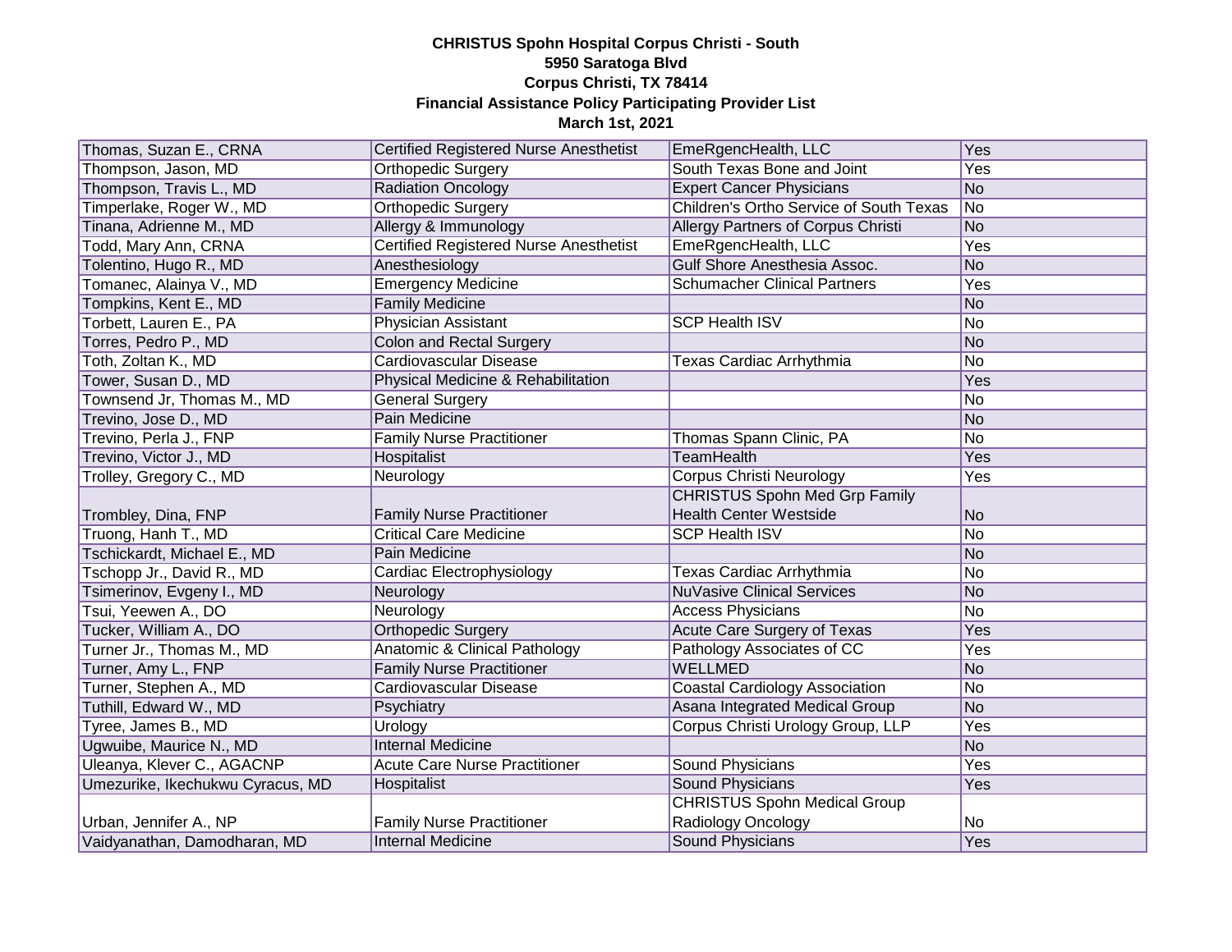**CHRISTUS Spohn Hospital Corpus Christi - South**
**5950 Saratoga Blvd**
**Corpus Christi, TX 78414**
**Financial Assistance Policy Participating Provider List**
**March 1st, 2021**

| | | | |
|---|---|---|---|
| Thomas, Suzan E., CRNA | Certified Registered Nurse Anesthetist | EmeRgencHealth, LLC | Yes |
| Thompson, Jason, MD | Orthopedic Surgery | South Texas Bone and Joint | Yes |
| Thompson, Travis L., MD | Radiation Oncology | Expert Cancer Physicians | No |
| Timperlake, Roger W., MD | Orthopedic Surgery | Children's Ortho Service of South Texas | No |
| Tinana, Adrienne M., MD | Allergy & Immunology | Allergy Partners of Corpus Christi | No |
| Todd, Mary Ann, CRNA | Certified Registered Nurse Anesthetist | EmeRgencHealth, LLC | Yes |
| Tolentino, Hugo R., MD | Anesthesiology | Gulf Shore Anesthesia Assoc. | No |
| Tomanec, Alainya V., MD | Emergency Medicine | Schumacher Clinical Partners | Yes |
| Tompkins, Kent E., MD | Family Medicine | | No |
| Torbett, Lauren E., PA | Physician Assistant | SCP Health ISV | No |
| Torres, Pedro P., MD | Colon and Rectal Surgery | | No |
| Toth, Zoltan K., MD | Cardiovascular Disease | Texas Cardiac Arrhythmia | No |
| Tower, Susan D., MD | Physical Medicine & Rehabilitation | | Yes |
| Townsend Jr, Thomas M., MD | General Surgery | | No |
| Trevino, Jose D., MD | Pain Medicine | | No |
| Trevino, Perla J., FNP | Family Nurse Practitioner | Thomas Spann Clinic, PA | No |
| Trevino, Victor J., MD | Hospitalist | TeamHealth | Yes |
| Trolley, Gregory C., MD | Neurology | Corpus Christi Neurology | Yes |
| Trombley, Dina, FNP | Family Nurse Practitioner | CHRISTUS Spohn Med Grp Family Health Center Westside | No |
| Truong, Hanh T., MD | Critical Care Medicine | SCP Health ISV | No |
| Tschickardt, Michael E., MD | Pain Medicine | | No |
| Tschopp Jr., David R., MD | Cardiac Electrophysiology | Texas Cardiac Arrhythmia | No |
| Tsimerinov, Evgeny I., MD | Neurology | NuVasive Clinical Services | No |
| Tsui, Yeewen A., DO | Neurology | Access Physicians | No |
| Tucker, William A., DO | Orthopedic Surgery | Acute Care Surgery of Texas | Yes |
| Turner Jr., Thomas M., MD | Anatomic & Clinical Pathology | Pathology Associates of CC | Yes |
| Turner, Amy L., FNP | Family Nurse Practitioner | WELLMED | No |
| Turner, Stephen A., MD | Cardiovascular Disease | Coastal Cardiology Association | No |
| Tuthill, Edward W., MD | Psychiatry | Asana Integrated Medical Group | No |
| Tyree, James B., MD | Urology | Corpus Christi Urology Group, LLP | Yes |
| Ugwuibe, Maurice N., MD | Internal Medicine | | No |
| Uleanya, Klever C., AGACNP | Acute Care Nurse Practitioner | Sound Physicians | Yes |
| Umezurike, Ikechukwu Cyracus, MD | Hospitalist | Sound Physicians | Yes |
| Urban, Jennifer A., NP | Family Nurse Practitioner | CHRISTUS Spohn Medical Group Radiology Oncology | No |
| Vaidyanathan, Damodharan, MD | Internal Medicine | Sound Physicians | Yes |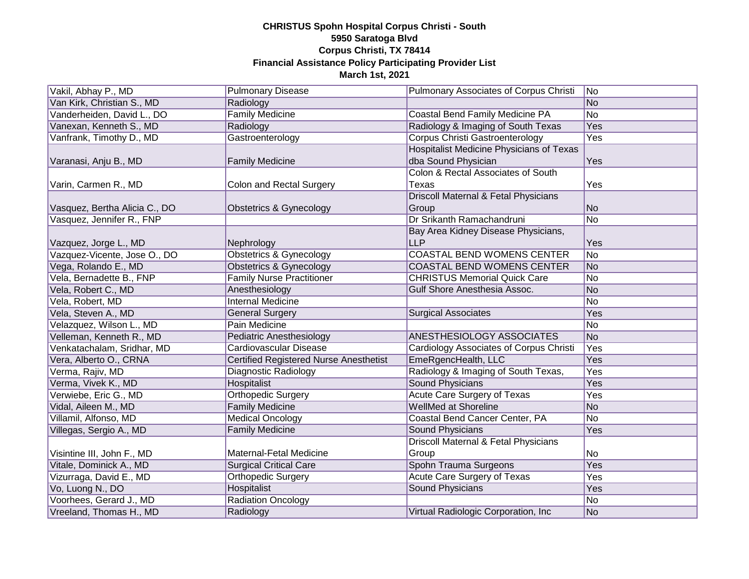**CHRISTUS Spohn Hospital Corpus Christi - South**
**5950 Saratoga Blvd**
**Corpus Christi, TX 78414**
**Financial Assistance Policy Participating Provider List**
**March 1st, 2021**

| | | | |
|---|---|---|---|
| Vakil, Abhay P., MD | Pulmonary Disease | Pulmonary Associates of Corpus Christi | No |
| Van Kirk, Christian S., MD | Radiology | | No |
| Vanderheiden, David L., DO | Family Medicine | Coastal Bend Family Medicine PA | No |
| Vanexan, Kenneth S., MD | Radiology | Radiology & Imaging of South Texas | Yes |
| Vanfrank, Timothy D., MD | Gastroenterology | Corpus Christi Gastroenterology | Yes |
| Varanasi, Anju B., MD | Family Medicine | Hospitalist Medicine Physicians of Texas dba Sound Physician | Yes |
| Varin, Carmen R., MD | Colon and Rectal Surgery | Colon & Rectal Associates of South Texas | Yes |
| Vasquez, Bertha Alicia C., DO | Obstetrics & Gynecology | Driscoll Maternal & Fetal Physicians Group | No |
| Vasquez, Jennifer R., FNP | | Dr Srikanth Ramachandruni | No |
| Vazquez, Jorge L., MD | Nephrology | Bay Area Kidney Disease Physicians, LLP | Yes |
| Vazquez-Vicente, Jose O., DO | Obstetrics & Gynecology | COASTAL BEND WOMENS CENTER | No |
| Vega, Rolando E., MD | Obstetrics & Gynecology | COASTAL BEND WOMENS CENTER | No |
| Vela, Bernadette B., FNP | Family Nurse Practitioner | CHRISTUS Memorial Quick Care | No |
| Vela, Robert C., MD | Anesthesiology | Gulf Shore Anesthesia Assoc. | No |
| Vela, Robert, MD | Internal Medicine | | No |
| Vela, Steven A., MD | General Surgery | Surgical Associates | Yes |
| Velazquez, Wilson L., MD | Pain Medicine | | No |
| Velleman, Kenneth R., MD | Pediatric Anesthesiology | ANESTHESIOLOGY ASSOCIATES | No |
| Venkatachalam, Sridhar, MD | Cardiovascular Disease | Cardiology Associates of Corpus Christi | Yes |
| Vera, Alberto O., CRNA | Certified Registered Nurse Anesthetist | EmeRgencHealth, LLC | Yes |
| Verma, Rajiv, MD | Diagnostic Radiology | Radiology & Imaging of South Texas, | Yes |
| Verma, Vivek K., MD | Hospitalist | Sound Physicians | Yes |
| Verwiebe, Eric G., MD | Orthopedic Surgery | Acute Care Surgery of Texas | Yes |
| Vidal, Aileen M., MD | Family Medicine | WellMed at Shoreline | No |
| Villamil, Alfonso, MD | Medical Oncology | Coastal Bend Cancer Center, PA | No |
| Villegas, Sergio A., MD | Family Medicine | Sound Physicians | Yes |
| Visintine III, John F., MD | Maternal-Fetal Medicine | Driscoll Maternal & Fetal Physicians Group | No |
| Vitale, Dominick A., MD | Surgical Critical Care | Spohn Trauma Surgeons | Yes |
| Vizurraga, David E., MD | Orthopedic Surgery | Acute Care Surgery of Texas | Yes |
| Vo, Luong N., DO | Hospitalist | Sound Physicians | Yes |
| Voorhees, Gerard J., MD | Radiation Oncology | | No |
| Vreeland, Thomas H., MD | Radiology | Virtual Radiologic Corporation, Inc | No |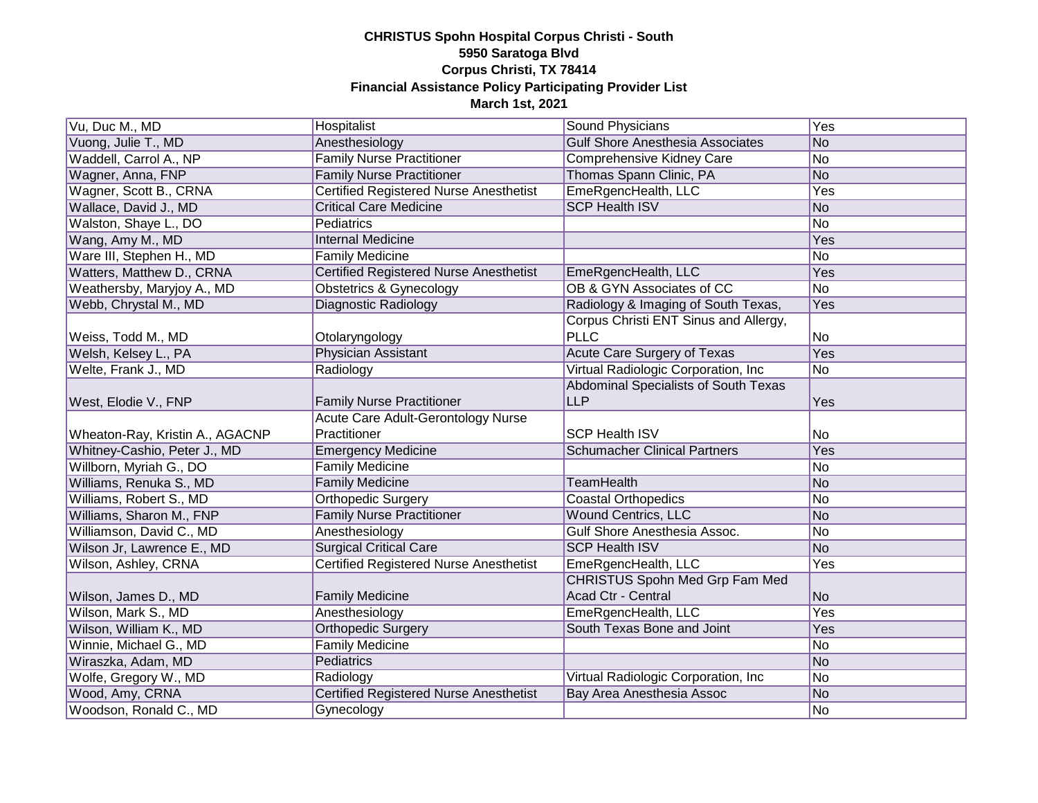**CHRISTUS Spohn Hospital Corpus Christi - South**
**5950 Saratoga Blvd**
**Corpus Christi, TX 78414**
**Financial Assistance Policy Participating Provider List**
**March 1st, 2021**

| | | | |
|---|---|---|---|
| Vu, Duc M., MD | Hospitalist | Sound Physicians | Yes |
| Vuong, Julie T., MD | Anesthesiology | Gulf Shore Anesthesia Associates | No |
| Waddell, Carrol A., NP | Family Nurse Practitioner | Comprehensive Kidney Care | No |
| Wagner, Anna, FNP | Family Nurse Practitioner | Thomas Spann Clinic, PA | No |
| Wagner, Scott B., CRNA | Certified Registered Nurse Anesthetist | EmeRgencHealth, LLC | Yes |
| Wallace, David J., MD | Critical Care Medicine | SCP Health ISV | No |
| Walston, Shaye L., DO | Pediatrics | | No |
| Wang, Amy M., MD | Internal Medicine | | Yes |
| Ware III, Stephen H., MD | Family Medicine | | No |
| Watters, Matthew D., CRNA | Certified Registered Nurse Anesthetist | EmeRgencHealth, LLC | Yes |
| Weathersby, Maryjoy A., MD | Obstetrics & Gynecology | OB & GYN Associates of CC | No |
| Webb, Chrystal M., MD | Diagnostic Radiology | Radiology & Imaging of South Texas, | Yes |
| Weiss, Todd M., MD | Otolaryngology | Corpus Christi ENT Sinus and Allergy, PLLC | No |
| Welsh, Kelsey L., PA | Physician Assistant | Acute Care Surgery of Texas | Yes |
| Welte, Frank J., MD | Radiology | Virtual Radiologic Corporation, Inc | No |
| West, Elodie V., FNP | Family Nurse Practitioner | Abdominal Specialists of South Texas LLP | Yes |
| Wheaton-Ray, Kristin A., AGACNP | Acute Care Adult-Gerontology Nurse Practitioner | SCP Health ISV | No |
| Whitney-Cashio, Peter J., MD | Emergency Medicine | Schumacher Clinical Partners | Yes |
| Willborn, Myriah G., DO | Family Medicine | | No |
| Williams, Renuka S., MD | Family Medicine | TeamHealth | No |
| Williams, Robert S., MD | Orthopedic Surgery | Coastal Orthopedics | No |
| Williams, Sharon M., FNP | Family Nurse Practitioner | Wound Centrics, LLC | No |
| Williamson, David C., MD | Anesthesiology | Gulf Shore Anesthesia Assoc. | No |
| Wilson Jr, Lawrence E., MD | Surgical Critical Care | SCP Health ISV | No |
| Wilson, Ashley, CRNA | Certified Registered Nurse Anesthetist | EmeRgencHealth, LLC | Yes |
| Wilson, James D., MD | Family Medicine | CHRISTUS Spohn Med Grp Fam Med Acad Ctr - Central | No |
| Wilson, Mark S., MD | Anesthesiology | EmeRgencHealth, LLC | Yes |
| Wilson, William K., MD | Orthopedic Surgery | South Texas Bone and Joint | Yes |
| Winnie, Michael G., MD | Family Medicine | | No |
| Wiraszka, Adam, MD | Pediatrics | | No |
| Wolfe, Gregory W., MD | Radiology | Virtual Radiologic Corporation, Inc | No |
| Wood, Amy, CRNA | Certified Registered Nurse Anesthetist | Bay Area Anesthesia Assoc | No |
| Woodson, Ronald C., MD | Gynecology | | No |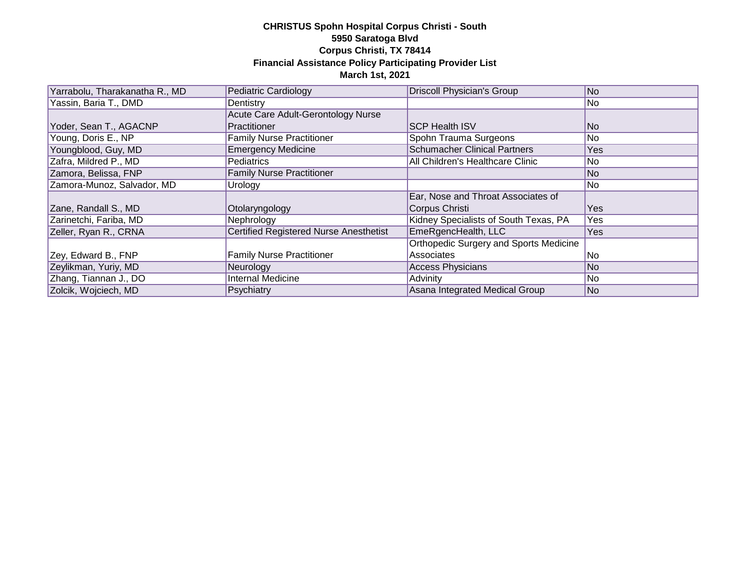**CHRISTUS Spohn Hospital Corpus Christi - South**
**5950 Saratoga Blvd**
**Corpus Christi, TX 78414**
**Financial Assistance Policy Participating Provider List**
**March 1st, 2021**

| | | | |
|---|---|---|---|
| Yarrabolu, Tharakanatha R., MD | Pediatric Cardiology | Driscoll Physician's Group | No |
| Yassin, Baria T., DMD | Dentistry | | No |
| Yoder, Sean T., AGACNP | Acute Care Adult-Gerontology Nurse Practitioner | SCP Health ISV | No |
| Young, Doris E., NP | Family Nurse Practitioner | Spohn Trauma Surgeons | No |
| Youngblood, Guy, MD | Emergency Medicine | Schumacher Clinical Partners | Yes |
| Zafra, Mildred P., MD | Pediatrics | All Children's Healthcare Clinic | No |
| Zamora, Belissa, FNP | Family Nurse Practitioner | | No |
| Zamora-Munoz, Salvador, MD | Urology | | No |
| Zane, Randall S., MD | Otolaryngology | Ear, Nose and Throat Associates of Corpus Christi | Yes |
| Zarinetchi, Fariba, MD | Nephrology | Kidney Specialists of South Texas, PA | Yes |
| Zeller, Ryan R., CRNA | Certified Registered Nurse Anesthetist | EmeRgencHealth, LLC | Yes |
| Zey, Edward B., FNP | Family Nurse Practitioner | Orthopedic Surgery and Sports Medicine Associates | No |
| Zeylikman, Yuriy, MD | Neurology | Access Physicians | No |
| Zhang, Tiannan J., DO | Internal Medicine | Advinity | No |
| Zolcik, Wojciech, MD | Psychiatry | Asana Integrated Medical Group | No |